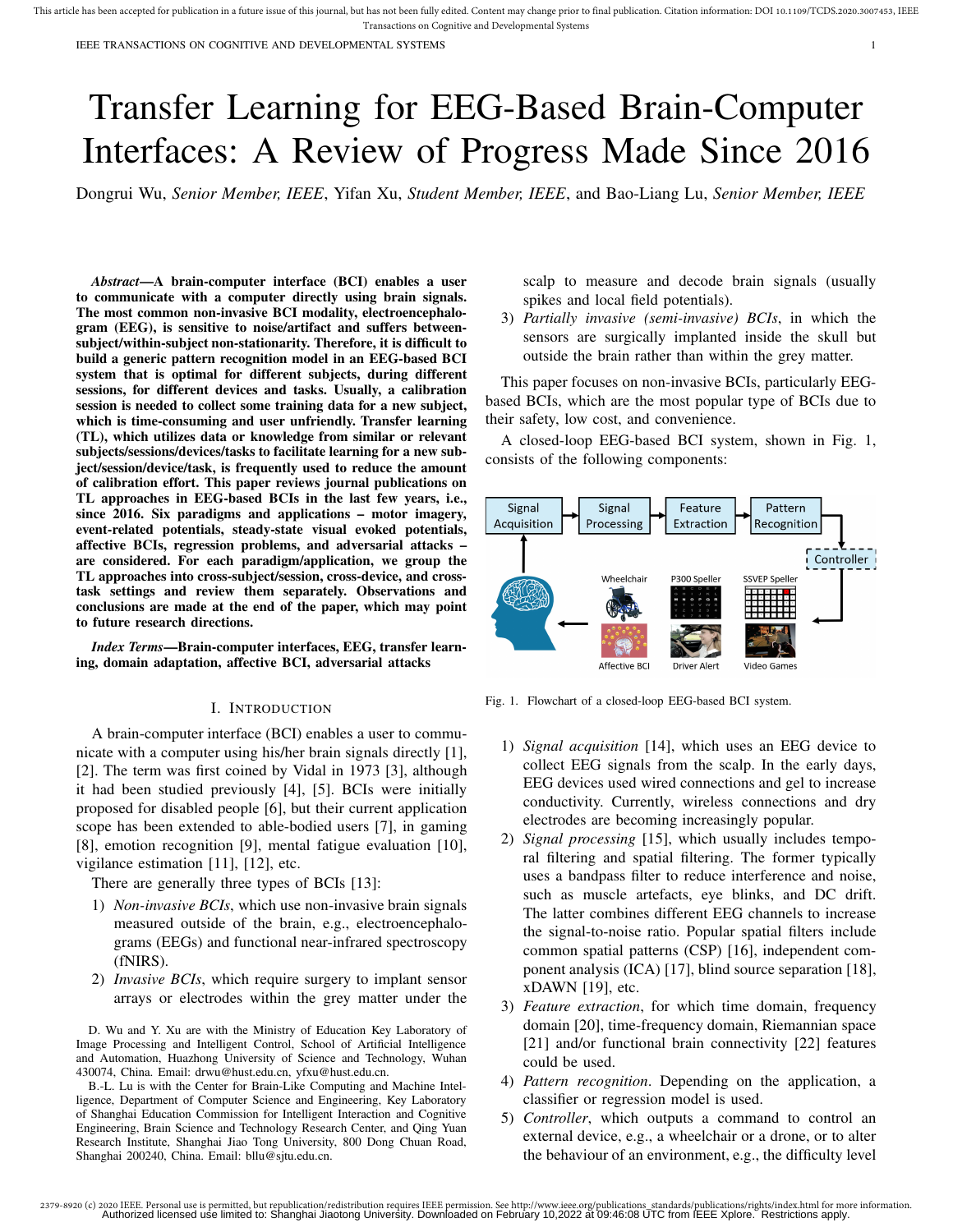# Transfer Learning for EEG-Based Brain-Computer Interfaces: A Review of Progress Made Since 2016

Dongrui Wu, *Senior Member, IEEE*, Yifan Xu, *Student Member, IEEE*, and Bao-Liang Lu, *Senior Member, IEEE*

***Abstract*—A brain-computer interface (BCI) enables a user to communicate with a computer directly using brain signals. The most common non-invasive BCI modality, electroencephalogram (EEG), is sensitive to noise/artifact and suffers between-subject/within-subject non-stationarity. Therefore, it is difficult to build a generic pattern recognition model in an EEG-based BCI system that is optimal for different subjects, during different sessions, for different devices and tasks. Usually, a calibration session is needed to collect some training data for a new subject, which is time-consuming and user unfriendly. Transfer learning (TL), which utilizes data or knowledge from similar or relevant subjects/sessions/devices/tasks to facilitate learning for a new subject/session/device/task, is frequently used to reduce the amount of calibration effort. This paper reviews journal publications on TL approaches in EEG-based BCIs in the last few years, i.e., since 2016. Six paradigms and applications – motor imagery, event-related potentials, steady-state visual evoked potentials, affective BCIs, regression problems, and adversarial attacks – are considered. For each paradigm/application, we group the TL approaches into cross-subject/session, cross-device, and cross-task settings and review them separately. Observations and conclusions are made at the end of the paper, which may point to future research directions.**

***Index Terms*—Brain-computer interfaces, EEG, transfer learning, domain adaptation, affective BCI, adversarial attacks**

## I. Introduction

A brain-computer interface (BCI) enables a user to communicate with a computer using his/her brain signals directly [1], [2]. The term was first coined by Vidal in 1973 [3], although it had been studied previously [4], [5]. BCIs were initially proposed for disabled people [6], but their current application scope has been extended to able-bodied users [7], in gaming [8], emotion recognition [9], mental fatigue evaluation [10], vigilance estimation [11], [12], etc.

There are generally three types of BCIs [13]:

1) *Non-invasive BCIs*, which use non-invasive brain signals measured outside of the brain, e.g., electroencephalograms (EEGs) and functional near-infrared spectroscopy (fNIRS).
2) *Invasive BCIs*, which require surgery to implant sensor arrays or electrodes within the grey matter under the scalp to measure and decode brain signals (usually spikes and local field potentials).
3) *Partially invasive (semi-invasive) BCIs*, in which the sensors are surgically implanted inside the skull but outside the brain rather than within the grey matter.

This paper focuses on non-invasive BCIs, particularly EEG-based BCIs, which are the most popular type of BCIs due to their safety, low cost, and convenience.

A closed-loop EEG-based BCI system, shown in Fig. 1, consists of the following components:

Fig. 1. Flowchart of a closed-loop EEG-based BCI system.

1) *Signal acquisition* [14], which uses an EEG device to collect EEG signals from the scalp. In the early days, EEG devices used wired connections and gel to increase conductivity. Currently, wireless connections and dry electrodes are becoming increasingly popular.
2) *Signal processing* [15], which usually includes temporal filtering and spatial filtering. The former typically uses a bandpass filter to reduce interference and noise, such as muscle artefacts, eye blinks, and DC drift. The latter combines different EEG channels to increase the signal-to-noise ratio. Popular spatial filters include common spatial patterns (CSP) [16], independent component analysis (ICA) [17], blind source separation [18], xDAWN [19], etc.
3) *Feature extraction*, for which time domain, frequency domain [20], time-frequency domain, Riemannian space [21] and/or functional brain connectivity [22] features could be used.
4) *Pattern recognition*. Depending on the application, a classifier or regression model is used.
5) *Controller*, which outputs a command to control an external device, e.g., a wheelchair or a drone, or to alter the behaviour of an environment, e.g., the difficulty level

D. Wu and Y. Xu are with the Ministry of Education Key Laboratory of Image Processing and Intelligent Control, School of Artificial Intelligence and Automation, Huazhong University of Science and Technology, Wuhan 430074, China. Email: drwu@hust.edu.cn, yfxu@hust.edu.cn.

B.-L. Lu is with the Center for Brain-Like Computing and Machine Intelligence, Department of Computer Science and Engineering, Key Laboratory of Shanghai Education Commission for Intelligent Interaction and Cognitive Engineering, Brain Science and Technology Research Center, and Qing Yuan Research Institute, Shanghai Jiao Tong University, 800 Dong Chuan Road, Shanghai 200240, China. Email: bllu@sjtu.edu.cn.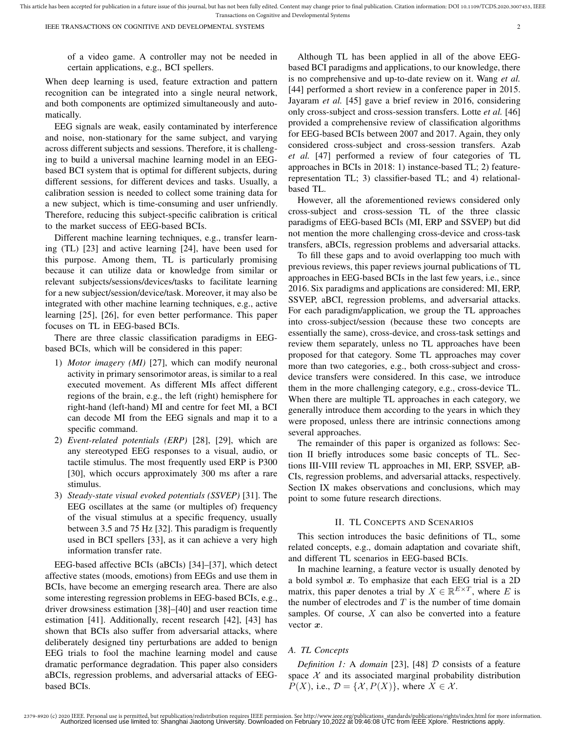of a video game. A controller may not be needed in certain applications, e.g., BCI spellers.

When deep learning is used, feature extraction and pattern recognition can be integrated into a single neural network, and both components are optimized simultaneously and automatically.

EEG signals are weak, easily contaminated by interference and noise, non-stationary for the same subject, and varying across different subjects and sessions. Therefore, it is challenging to build a universal machine learning model in an EEG-based BCI system that is optimal for different subjects, during different sessions, for different devices and tasks. Usually, a calibration session is needed to collect some training data for a new subject, which is time-consuming and user unfriendly. Therefore, reducing this subject-specific calibration is critical to the market success of EEG-based BCIs.

Different machine learning techniques, e.g., transfer learning (TL) [23] and active learning [24], have been used for this purpose. Among them, TL is particularly promising because it can utilize data or knowledge from similar or relevant subjects/sessions/devices/tasks to facilitate learning for a new subject/session/device/task. Moreover, it may also be integrated with other machine learning techniques, e.g., active learning [25], [26], for even better performance. This paper focuses on TL in EEG-based BCIs.

There are three classic classification paradigms in EEG-based BCIs, which will be considered in this paper:

1) *Motor imagery (MI)* [27], which can modify neuronal activity in primary sensorimotor areas, is similar to a real executed movement. As different MIs affect different regions of the brain, e.g., the left (right) hemisphere for right-hand (left-hand) MI and centre for feet MI, a BCI can decode MI from the EEG signals and map it to a specific command.
2) *Event-related potentials (ERP)* [28], [29], which are any stereotyped EEG responses to a visual, audio, or tactile stimulus. The most frequently used ERP is P300 [30], which occurs approximately 300 ms after a rare stimulus.
3) *Steady-state visual evoked potentials (SSVEP)* [31]. The EEG oscillates at the same (or multiples of) frequency of the visual stimulus at a specific frequency, usually between 3.5 and 75 Hz [32]. This paradigm is frequently used in BCI spellers [33], as it can achieve a very high information transfer rate.

EEG-based affective BCIs (aBCIs) [34]–[37], which detect affective states (moods, emotions) from EEGs and use them in BCIs, have become an emerging research area. There are also some interesting regression problems in EEG-based BCIs, e.g., driver drowsiness estimation [38]–[40] and user reaction time estimation [41]. Additionally, recent research [42], [43] has shown that BCIs also suffer from adversarial attacks, where deliberately designed tiny perturbations are added to benign EEG trials to fool the machine learning model and cause dramatic performance degradation. This paper also considers aBCIs, regression problems, and adversarial attacks of EEG-based BCIs.

Although TL has been applied in all of the above EEG-based BCI paradigms and applications, to our knowledge, there is no comprehensive and up-to-date review on it. Wang *et al.* [44] performed a short review in a conference paper in 2015. Jayaram *et al.* [45] gave a brief review in 2016, considering only cross-subject and cross-session transfers. Lotte *et al.* [46] provided a comprehensive review of classification algorithms for EEG-based BCIs between 2007 and 2017. Again, they only considered cross-subject and cross-session transfers. Azab *et al.* [47] performed a review of four categories of TL approaches in BCIs in 2018: 1) instance-based TL; 2) feature-representation TL; 3) classifier-based TL; and 4) relational-based TL.

However, all the aforementioned reviews considered only cross-subject and cross-session TL of the three classic paradigms of EEG-based BCIs (MI, ERP and SSVEP) but did not mention the more challenging cross-device and cross-task transfers, aBCIs, regression problems and adversarial attacks.

To fill these gaps and to avoid overlapping too much with previous reviews, this paper reviews journal publications of TL approaches in EEG-based BCIs in the last few years, i.e., since 2016. Six paradigms and applications are considered: MI, ERP, SSVEP, aBCI, regression problems, and adversarial attacks. For each paradigm/application, we group the TL approaches into cross-subject/session (because these two concepts are essentially the same), cross-device, and cross-task settings and review them separately, unless no TL approaches have been proposed for that category. Some TL approaches may cover more than two categories, e.g., both cross-subject and cross-device transfers were considered. In this case, we introduce them in the more challenging category, e.g., cross-device TL. When there are multiple TL approaches in each category, we generally introduce them according to the years in which they were proposed, unless there are intrinsic connections among several approaches.

The remainder of this paper is organized as follows: Section II briefly introduces some basic concepts of TL. Sections III-VIII review TL approaches in MI, ERP, SSVEP, aBCIs, regression problems, and adversarial attacks, respectively. Section IX makes observations and conclusions, which may point to some future research directions.

## II. TL Concepts and Scenarios

This section introduces the basic definitions of TL, some related concepts, e.g., domain adaptation and covariate shift, and different TL scenarios in EEG-based BCIs.

In machine learning, a feature vector is usually denoted by a bold symbol $\boldsymbol{x}$. To emphasize that each EEG trial is a 2D matrix, this paper denotes a trial by $X \in \mathbb{R}^{E \times T}$, where $E$ is the number of electrodes and $T$ is the number of time domain samples. Of course, $X$ can also be converted into a feature vector $\boldsymbol{x}$.

### A. TL Concepts

*Definition 1:* A *domain* [23], [48] $\mathcal{D}$ consists of a feature space $\mathcal{X}$ and its associated marginal probability distribution $P(X)$, i.e., $\mathcal{D} = \{\mathcal{X}, P(X)\}$, where $X \in \mathcal{X}$.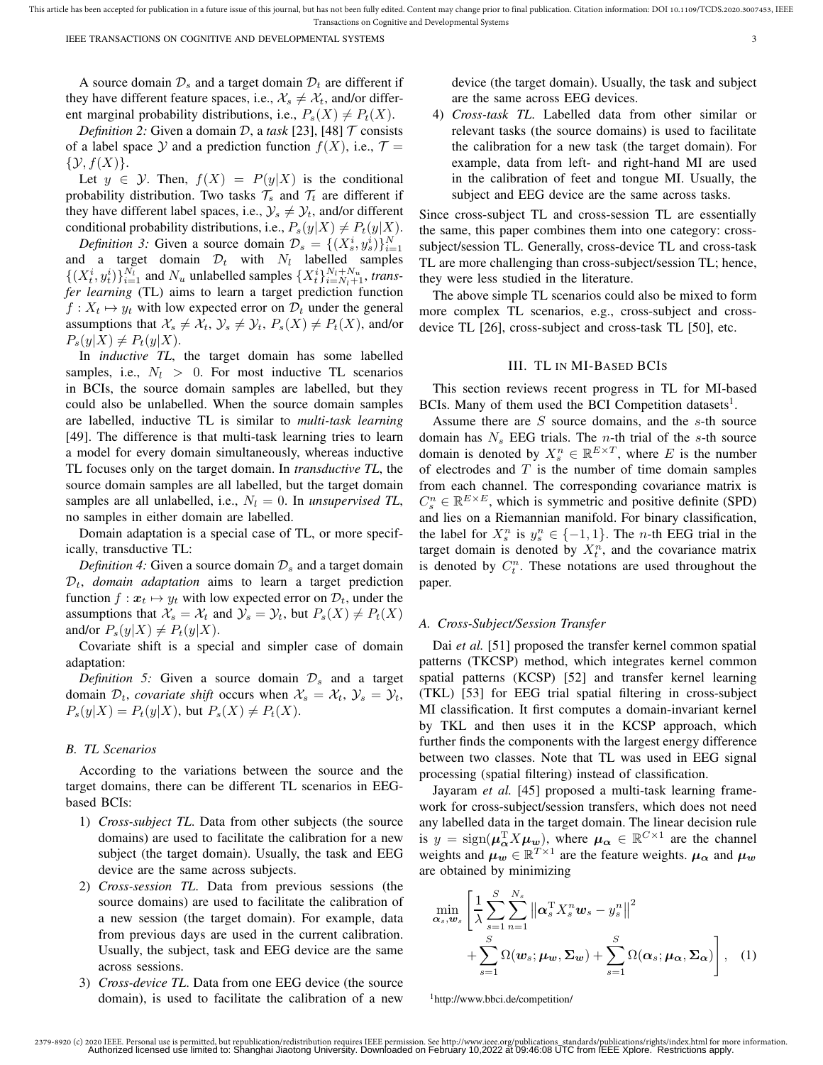A source domain $\mathcal{D}_s$ and a target domain $\mathcal{D}_t$ are different if they have different feature spaces, i.e., $\mathcal{X}_s \neq \mathcal{X}_t$, and/or different marginal probability distributions, i.e., $P_s(X) \neq P_t(X)$.

*Definition 2:* Given a domain $\mathcal{D}$, a *task* [23], [48] $\mathcal{T}$ consists of a label space $\mathcal{Y}$ and a prediction function $f(X)$, i.e., $\mathcal{T} = \{\mathcal{Y}, f(X)\}$.

Let $y \in \mathcal{Y}$. Then, $f(X) = P(y|X)$ is the conditional probability distribution. Two tasks $\mathcal{T}_s$ and $\mathcal{T}_t$ are different if they have different label spaces, i.e., $\mathcal{Y}_s \neq \mathcal{Y}_t$, and/or different conditional probability distributions, i.e., $P_s(y|X) \neq P_t(y|X)$.

*Definition 3:* Given a source domain $\mathcal{D}_s = \{(X_s^i, y_s^i)\}_{i=1}^N$ and a target domain $\mathcal{D}_t$ with $N_l$ labelled samples $\{(X_t^i, y_t^i)\}_{i=1}^{N_l}$ and $N_u$ unlabelled samples $\{X_t^i\}_{i=N_l+1}^{N_l+N_u}$, *transfer learning* (TL) aims to learn a target prediction function $f : X_t \mapsto y_t$ with low expected error on $\mathcal{D}_t$ under the general assumptions that $\mathcal{X}_s \neq \mathcal{X}_t$, $\mathcal{Y}_s \neq \mathcal{Y}_t$, $P_s(X) \neq P_t(X)$, and/or $P_s(y|X) \neq P_t(y|X)$.

In *inductive TL*, the target domain has some labelled samples, i.e., $N_l > 0$. For most inductive TL scenarios in BCIs, the source domain samples are labelled, but they could also be unlabelled. When the source domain samples are labelled, inductive TL is similar to *multi-task learning* [49]. The difference is that multi-task learning tries to learn a model for every domain simultaneously, whereas inductive TL focuses only on the target domain. In *transductive TL*, the source domain samples are all labelled, but the target domain samples are all unlabelled, i.e., $N_l = 0$. In *unsupervised TL*, no samples in either domain are labelled.

Domain adaptation is a special case of TL, or more specifically, transductive TL:

*Definition 4:* Given a source domain $\mathcal{D}_s$ and a target domain $\mathcal{D}_t$, *domain adaptation* aims to learn a target prediction function $f : \boldsymbol{x}_t \mapsto y_t$ with low expected error on $\mathcal{D}_t$, under the assumptions that $\mathcal{X}_s = \mathcal{X}_t$ and $\mathcal{Y}_s = \mathcal{Y}_t$, but $P_s(X) \neq P_t(X)$ and/or $P_s(y|X) \neq P_t(y|X)$.

Covariate shift is a special and simpler case of domain adaptation:

*Definition 5:* Given a source domain $\mathcal{D}_s$ and a target domain $\mathcal{D}_t$, *covariate shift* occurs when $\mathcal{X}_s = \mathcal{X}_t$, $\mathcal{Y}_s = \mathcal{Y}_t$, $P_s(y|X) = P_t(y|X)$, but $P_s(X) \neq P_t(X)$.

### B. TL Scenarios

According to the variations between the source and the target domains, there can be different TL scenarios in EEG-based BCIs:

1) *Cross-subject TL.* Data from other subjects (the source domains) are used to facilitate the calibration for a new subject (the target domain). Usually, the task and EEG device are the same across subjects.
2) *Cross-session TL.* Data from previous sessions (the source domains) are used to facilitate the calibration of a new session (the target domain). For example, data from previous days are used in the current calibration. Usually, the subject, task and EEG device are the same across sessions.
3) *Cross-device TL.* Data from one EEG device (the source domain), is used to facilitate the calibration of a new device (the target domain). Usually, the task and subject are the same across EEG devices.
4) *Cross-task TL.* Labelled data from other similar or relevant tasks (the source domains) is used to facilitate the calibration for a new task (the target domain). For example, data from left- and right-hand MI are used in the calibration of feet and tongue MI. Usually, the subject and EEG device are the same across tasks.

Since cross-subject TL and cross-session TL are essentially the same, this paper combines them into one category: cross-subject/session TL. Generally, cross-device TL and cross-task TL are more challenging than cross-subject/session TL; hence, they were less studied in the literature.

The above simple TL scenarios could also be mixed to form more complex TL scenarios, e.g., cross-subject and cross-device TL [26], cross-subject and cross-task TL [50], etc.

## III. TL in MI-Based BCIs

This section reviews recent progress in TL for MI-based BCIs. Many of them used the BCI Competition datasets[1].

Assume there are $S$ source domains, and the $s$-th source domain has $N_s$ EEG trials. The $n$-th trial of the $s$-th source domain is denoted by $X_s^n \in \mathbb{R}^{E\times T}$, where $E$ is the number of electrodes and $T$ is the number of time domain samples from each channel. The corresponding covariance matrix is $C_s^n \in \mathbb{R}^{E\times E}$, which is symmetric and positive definite (SPD) and lies on a Riemannian manifold. For binary classification, the label for $X_s^n$ is $y_s^n \in \{-1, 1\}$. The $n$-th EEG trial in the target domain is denoted by $X_t^n$, and the covariance matrix is denoted by $C_t^n$. These notations are used throughout the paper.

### A. Cross-Subject/Session Transfer

Dai *et al.* [51] proposed the transfer kernel common spatial patterns (TKCSP) method, which integrates kernel common spatial patterns (KCSP) [52] and transfer kernel learning (TKL) [53] for EEG trial spatial filtering in cross-subject MI classification. It first computes a domain-invariant kernel by TKL and then uses it in the KCSP approach, which further finds the components with the largest energy difference between two classes. Note that TL was used in EEG signal processing (spatial filtering) instead of classification.

Jayaram *et al.* [45] proposed a multi-task learning framework for cross-subject/session transfers, which does not need any labelled data in the target domain. The linear decision rule is $y = \text{sign}(\boldsymbol{\mu}_{\boldsymbol{\alpha}}^{\mathrm{T}} X \boldsymbol{\mu}_{\boldsymbol{w}})$, where $\boldsymbol{\mu}_{\boldsymbol{\alpha}} \in \mathbb{R}^{C\times 1}$ are the channel weights and $\boldsymbol{\mu}_{\boldsymbol{w}} \in \mathbb{R}^{T\times 1}$ are the feature weights. $\boldsymbol{\mu}_{\boldsymbol{\alpha}}$ and $\boldsymbol{\mu}_{\boldsymbol{w}}$ are obtained by minimizing

$$\min_{\boldsymbol{\alpha}_s, \boldsymbol{w}_s} \left[ \frac{1}{\lambda} \sum_{s=1}^{S} \sum_{n=1}^{N_s} \left\| \boldsymbol{\alpha}_s^{\mathrm{T}} X_s^n \boldsymbol{w}_s - y_s^n \right\|^2 + \sum_{s=1}^{S} \Omega(\boldsymbol{w}_s; \boldsymbol{\mu}_{\boldsymbol{w}}, \boldsymbol{\Sigma}_{\boldsymbol{w}}) + \sum_{s=1}^{S} \Omega(\boldsymbol{\alpha}_s; \boldsymbol{\mu}_{\boldsymbol{\alpha}}, \boldsymbol{\Sigma}_{\boldsymbol{\alpha}}) \right], \quad (1)$$

[1] http://www.bbci.de/competition/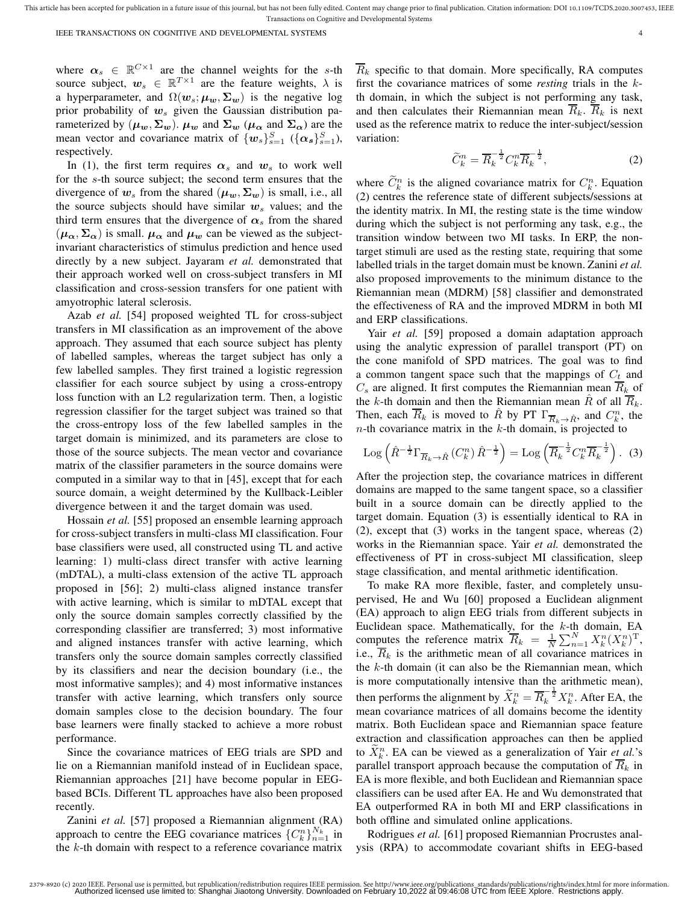where $\boldsymbol{\alpha}_s \in \mathbb{R}^{C\times 1}$ are the channel weights for the $s$-th source subject, $\boldsymbol{w}_s \in \mathbb{R}^{T\times 1}$ are the feature weights, $\lambda$ is a hyperparameter, and $\Omega(\boldsymbol{w}_s; \boldsymbol{\mu}_{\boldsymbol{w}}, \boldsymbol{\Sigma}_{\boldsymbol{w}})$ is the negative log prior probability of $\boldsymbol{w}_s$ given the Gaussian distribution parameterized by $(\boldsymbol{\mu}_{\boldsymbol{w}}, \boldsymbol{\Sigma}_{\boldsymbol{w}})$. $\boldsymbol{\mu}_{\boldsymbol{w}}$ and $\boldsymbol{\Sigma}_{\boldsymbol{w}}$ ($\boldsymbol{\mu}_{\boldsymbol{\alpha}}$ and $\boldsymbol{\Sigma}_{\boldsymbol{\alpha}}$) are the mean vector and covariance matrix of $\{\boldsymbol{w}_s\}_{s=1}^S$ ($\{\boldsymbol{\alpha}_s\}_{s=1}^S$), respectively.

In (1), the first term requires $\boldsymbol{\alpha}_s$ and $\boldsymbol{w}_s$ to work well for the $s$-th source subject; the second term ensures that the divergence of $\boldsymbol{w}_s$ from the shared $(\boldsymbol{\mu}_{\boldsymbol{w}}, \boldsymbol{\Sigma}_{\boldsymbol{w}})$ is small, i.e., all the source subjects should have similar $\boldsymbol{w}_s$ values; and the third term ensures that the divergence of $\boldsymbol{\alpha}_s$ from the shared $(\boldsymbol{\mu}_{\boldsymbol{\alpha}}, \boldsymbol{\Sigma}_{\boldsymbol{\alpha}})$ is small. $\boldsymbol{\mu}_{\boldsymbol{\alpha}}$ and $\boldsymbol{\mu}_{\boldsymbol{w}}$ can be viewed as the subject-invariant characteristics of stimulus prediction and hence used directly by a new subject. Jayaram *et al.* demonstrated that their approach worked well on cross-subject transfers in MI classification and cross-session transfers for one patient with amyotrophic lateral sclerosis.

Azab *et al.* [54] proposed weighted TL for cross-subject transfers in MI classification as an improvement of the above approach. They assumed that each source subject has plenty of labelled samples, whereas the target subject has only a few labelled samples. They first trained a logistic regression classifier for each source subject by using a cross-entropy loss function with an L2 regularization term. Then, a logistic regression classifier for the target subject was trained so that the cross-entropy loss of the few labelled samples in the target domain is minimized, and its parameters are close to those of the source subjects. The mean vector and covariance matrix of the classifier parameters in the source domains were computed in a similar way to that in [45], except that for each source domain, a weight determined by the Kullback-Leibler divergence between it and the target domain was used.

Hossain *et al.* [55] proposed an ensemble learning approach for cross-subject transfers in multi-class MI classification. Four base classifiers were used, all constructed using TL and active learning: 1) multi-class direct transfer with active learning (mDTAL), a multi-class extension of the active TL approach proposed in [56]; 2) multi-class aligned instance transfer with active learning, which is similar to mDTAL except that only the source domain samples correctly classified by the corresponding classifier are transferred; 3) most informative and aligned instances transfer with active learning, which transfers only the source domain samples correctly classified by its classifiers and near the decision boundary (i.e., the most informative samples); and 4) most informative instances transfer with active learning, which transfers only source domain samples close to the decision boundary. The four base learners were finally stacked to achieve a more robust performance.

Since the covariance matrices of EEG trials are SPD and lie on a Riemannian manifold instead of in Euclidean space, Riemannian approaches [21] have become popular in EEG-based BCIs. Different TL approaches have also been proposed recently.

Zanini *et al.* [57] proposed a Riemannian alignment (RA) approach to centre the EEG covariance matrices $\{C_k^n\}_{n=1}^{N_k}$ in the $k$-th domain with respect to a reference covariance matrix $\overline{R}_k$ specific to that domain. More specifically, RA computes first the covariance matrices of some *resting* trials in the $k$-th domain, in which the subject is not performing any task, and then calculates their Riemannian mean $\overline{R}_k$. $\overline{R}_k$ is next used as the reference matrix to reduce the inter-subject/session variation:

$$\widetilde{C}_k^n = \overline{R}_k^{-\frac{1}{2}} C_k^n \overline{R}_k^{-\frac{1}{2}}, \tag{2}$$

where $\widetilde{C}_k^n$ is the aligned covariance matrix for $C_k^n$. Equation (2) centres the reference state of different subjects/sessions at the identity matrix. In MI, the resting state is the time window during which the subject is not performing any task, e.g., the transition window between two MI tasks. In ERP, the non-target stimuli are used as the resting state, requiring that some labelled trials in the target domain must be known. Zanini *et al.* also proposed improvements to the minimum distance to the Riemannian mean (MDRM) [58] classifier and demonstrated the effectiveness of RA and the improved MDRM in both MI and ERP classifications.

Yair *et al.* [59] proposed a domain adaptation approach using the analytic expression of parallel transport (PT) on the cone manifold of SPD matrices. The goal was to find a common tangent space such that the mappings of $C_t$ and $C_s$ are aligned. It first computes the Riemannian mean $\overline{R}_k$ of the $k$-th domain and then the Riemannian mean $\hat{R}$ of all $\overline{R}_k$. Then, each $\overline{R}_k$ is moved to $\hat{R}$ by PT $\Gamma_{\overline{R}_k \to \hat{R}}$, and $C_k^n$, the $n$-th covariance matrix in the $k$-th domain, is projected to

$$\operatorname{Log}\left(\hat{R}^{-\frac{1}{2}} \Gamma_{\overline{R}_k \to \hat{R}}\left(C_k^n\right) \hat{R}^{-\frac{1}{2}}\right) = \operatorname{Log}\left(\overline{R}_k^{-\frac{1}{2}} C_k^n \overline{R}_k^{-\frac{1}{2}}\right). \tag{3}$$

After the projection step, the covariance matrices in different domains are mapped to the same tangent space, so a classifier built in a source domain can be directly applied to the target domain. Equation (3) is essentially identical to RA in (2), except that (3) works in the tangent space, whereas (2) works in the Riemannian space. Yair *et al.* demonstrated the effectiveness of PT in cross-subject MI classification, sleep stage classification, and mental arithmetic identification.

To make RA more flexible, faster, and completely unsupervised, He and Wu [60] proposed a Euclidean alignment (EA) approach to align EEG trials from different subjects in Euclidean space. Mathematically, for the $k$-th domain, EA computes the reference matrix $\overline{R}_k = \frac{1}{N}\sum_{n=1}^{N} X_k^n (X_k^n)^{\mathrm{T}}$, i.e., $\overline{R}_k$ is the arithmetic mean of all covariance matrices in the $k$-th domain (it can also be the Riemannian mean, which is more computationally intensive than the arithmetic mean), then performs the alignment by $\widetilde{X}_k^n = \overline{R}_k^{-\frac{1}{2}} X_k^n$. After EA, the mean covariance matrices of all domains become the identity matrix. Both Euclidean space and Riemannian space feature extraction and classification approaches can then be applied to $\widetilde{X}_k^n$. EA can be viewed as a generalization of Yair *et al.*'s parallel transport approach because the computation of $\overline{R}_k$ in EA is more flexible, and both Euclidean and Riemannian space classifiers can be used after EA. He and Wu demonstrated that EA outperformed RA in both MI and ERP classifications in both offline and simulated online applications.

Rodrigues *et al.* [61] proposed Riemannian Procrustes analysis (RPA) to accommodate covariant shifts in EEG-based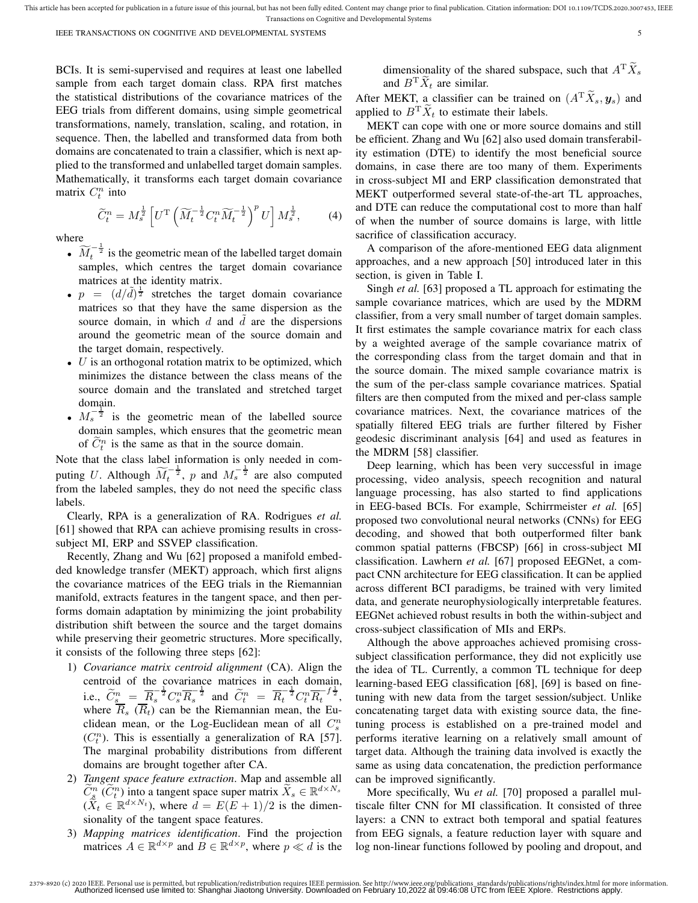BCIs. It is semi-supervised and requires at least one labelled sample from each target domain class. RPA first matches the statistical distributions of the covariance matrices of the EEG trials from different domains, using simple geometrical transformations, namely, translation, scaling, and rotation, in sequence. Then, the labelled and transformed data from both domains are concatenated to train a classifier, which is next applied to the transformed and unlabelled target domain samples. Mathematically, it transforms each target domain covariance matrix $C_t^n$ into

$$\widetilde{C}_t^n = M_s^{\frac{1}{2}} \left[ U^{\mathrm{T}} \left( \widetilde{M}_t^{-\frac{1}{2}} C_t^n \widetilde{M}_t^{-\frac{1}{2}} \right)^p U \right] M_s^{\frac{1}{2}}, \qquad (4)$$

where

- $\widetilde{M}_t^{-\frac{1}{2}}$ is the geometric mean of the labelled target domain samples, which centres the target domain covariance matrices at the identity matrix.
- $p = (d/\tilde{d})^{\frac{1}{2}}$ stretches the target domain covariance matrices so that they have the same dispersion as the source domain, in which $d$ and $\tilde{d}$ are the dispersions around the geometric mean of the source domain and the target domain, respectively.
- $U$ is an orthogonal rotation matrix to be optimized, which minimizes the distance between the class means of the source domain and the translated and stretched target domain.
- $M_s^{-\frac{1}{2}}$ is the geometric mean of the labelled source domain samples, which ensures that the geometric mean of $\widetilde{C}_t^n$ is the same as that in the source domain.

Note that the class label information is only needed in computing $U$. Although $\widetilde{M}_t^{-\frac{1}{2}}$, $p$ and $M_s^{-\frac{1}{2}}$ are also computed from the labeled samples, they do not need the specific class labels.

Clearly, RPA is a generalization of RA. Rodrigues *et al.* [61] showed that RPA can achieve promising results in cross-subject MI, ERP and SSVEP classification.

Recently, Zhang and Wu [62] proposed a manifold embedded knowledge transfer (MEKT) approach, which first aligns the covariance matrices of the EEG trials in the Riemannian manifold, extracts features in the tangent space, and then performs domain adaptation by minimizing the joint probability distribution shift between the source and the target domains while preserving their geometric structures. More specifically, it consists of the following three steps [62]:

1) *Covariance matrix centroid alignment* (CA). Align the centroid of the covariance matrices in each domain, i.e., $\widetilde{C}_s^n = \overline{R}_s^{-\frac{1}{2}} C_s^n \overline{R}_s^{-\frac{1}{2}}$ and $\widetilde{C}_t^n = \overline{R}_t^{-\frac{1}{2}} C_t^n \overline{R}_t^{-\frac{1}{2}}$, where $\overline{R}_s$ ($\overline{R}_t$) can be the Riemannian mean, the Euclidean mean, or the Log-Euclidean mean of all $C_s^n$ ($C_t^n$). This is essentially a generalization of RA [57]. The marginal probability distributions from different domains are brought together after CA.
2) *Tangent space feature extraction*. Map and assemble all $\widetilde{C}_s^n$ ($\widetilde{C}_t^n$) into a tangent space super matrix $\widetilde{X}_s \in \mathbb{R}^{d \times N_s}$ ($\widetilde{X}_t \in \mathbb{R}^{d \times N_t}$), where $d = E(E+1)/2$ is the dimensionality of the tangent space features.
3) *Mapping matrices identification*. Find the projection matrices $A \in \mathbb{R}^{d \times p}$ and $B \in \mathbb{R}^{d \times p}$, where $p \ll d$ is the dimensionality of the shared subspace, such that $A^{\mathrm{T}}\widetilde{X}_s$ and $B^{\mathrm{T}}\widetilde{X}_t$ are similar.

After MEKT, a classifier can be trained on $(A^{\mathrm{T}}\widetilde{X}_s, \boldsymbol{y}_s)$ and applied to $B^{\mathrm{T}}\widetilde{X}_t$ to estimate their labels.

MEKT can cope with one or more source domains and still be efficient. Zhang and Wu [62] also used domain transferability estimation (DTE) to identify the most beneficial source domains, in case there are too many of them. Experiments in cross-subject MI and ERP classification demonstrated that MEKT outperformed several state-of-the-art TL approaches, and DTE can reduce the computational cost to more than half of when the number of source domains is large, with little sacrifice of classification accuracy.

A comparison of the afore-mentioned EEG data alignment approaches, and a new approach [50] introduced later in this section, is given in Table I.

Singh *et al.* [63] proposed a TL approach for estimating the sample covariance matrices, which are used by the MDRM classifier, from a very small number of target domain samples. It first estimates the sample covariance matrix for each class by a weighted average of the sample covariance matrix of the corresponding class from the target domain and that in the source domain. The mixed sample covariance matrix is the sum of the per-class sample covariance matrices. Spatial filters are then computed from the mixed and per-class sample covariance matrices. Next, the covariance matrices of the spatially filtered EEG trials are further filtered by Fisher geodesic discriminant analysis [64] and used as features in the MDRM [58] classifier.

Deep learning, which has been very successful in image processing, video analysis, speech recognition and natural language processing, has also started to find applications in EEG-based BCIs. For example, Schirrmeister *et al.* [65] proposed two convolutional neural networks (CNNs) for EEG decoding, and showed that both outperformed filter bank common spatial patterns (FBCSP) [66] in cross-subject MI classification. Lawhern *et al.* [67] proposed EEGNet, a compact CNN architecture for EEG classification. It can be applied across different BCI paradigms, be trained with very limited data, and generate neurophysiologically interpretable features. EEGNet achieved robust results in both the within-subject and cross-subject classification of MIs and ERPs.

Although the above approaches achieved promising cross-subject classification performance, they did not explicitly use the idea of TL. Currently, a common TL technique for deep learning-based EEG classification [68], [69] is based on fine-tuning with new data from the target session/subject. Unlike concatenating target data with existing source data, the fine-tuning process is established on a pre-trained model and performs iterative learning on a relatively small amount of target data. Although the training data involved is exactly the same as using data concatenation, the prediction performance can be improved significantly.

More specifically, Wu *et al.* [70] proposed a parallel multiscale filter CNN for MI classification. It consisted of three layers: a CNN to extract both temporal and spatial features from EEG signals, a feature reduction layer with square and log non-linear functions followed by pooling and dropout, and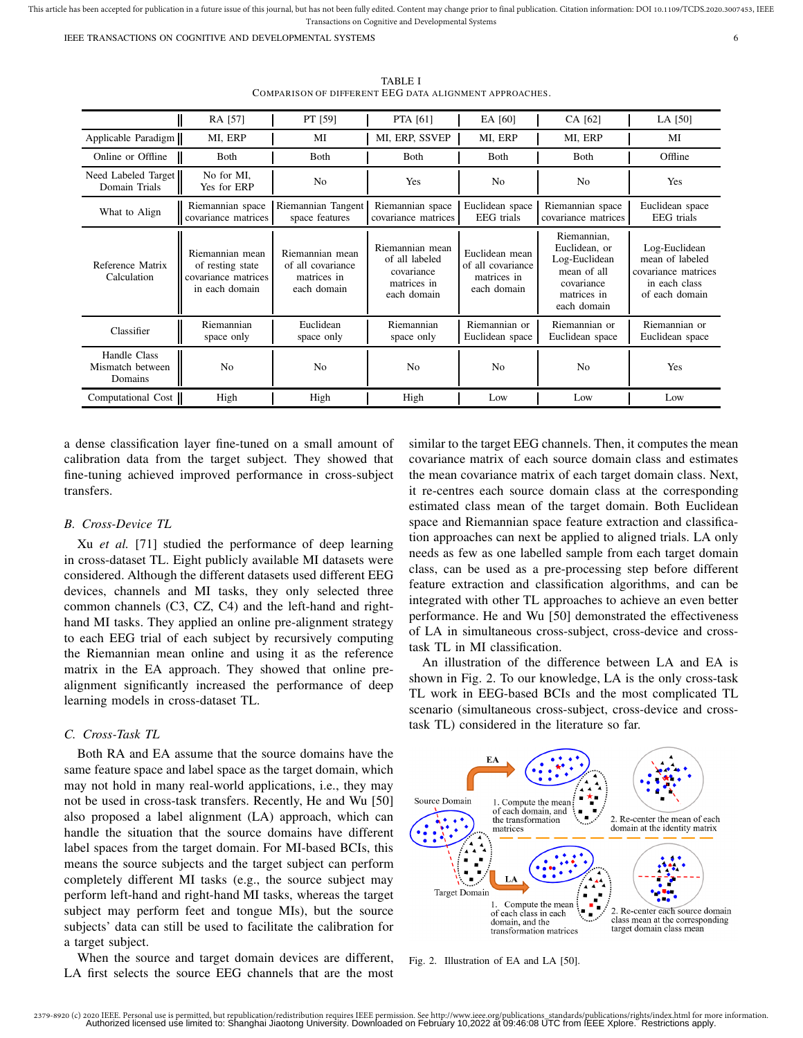TABLE I

COMPARISON OF DIFFERENT EEG DATA ALIGNMENT APPROACHES.

| | RA [57] | PT [59] | PTA [61] | EA [60] | CA [62] | LA [50] |
|---|---|---|---|---|---|---|
| Applicable Paradigm | MI, ERP | MI | MI, ERP, SSVEP | MI, ERP | MI, ERP | MI |
| Online or Offline | Both | Both | Both | Both | Both | Offline |
| Need Labeled Target Domain Trials | No for MI, Yes for ERP | No | Yes | No | No | Yes |
| What to Align | Riemannian space covariance matrices | Riemannian Tangent space features | Riemannian space covariance matrices | Euclidean space EEG trials | Riemannian space covariance matrices | Euclidean space EEG trials |
| Reference Matrix Calculation | Riemannian mean of resting state covariance matrices in each domain | Riemannian mean of all covariance matrices in each domain | Riemannian mean of all labeled covariance matrices in each domain | Euclidean mean of all covariance matrices in each domain | Riemannian, Euclidean, or Log-Euclidean mean of all covariance matrices in each domain | Log-Euclidean mean of labeled covariance matrices in each class of each domain |
| Classifier | Riemannian space only | Euclidean space only | Riemannian space only | Riemannian or Euclidean space | Riemannian or Euclidean space | Riemannian or Euclidean space |
| Handle Class Mismatch between Domains | No | No | No | No | No | Yes |
| Computational Cost | High | High | High | Low | Low | Low |

a dense classification layer fine-tuned on a small amount of calibration data from the target subject. They showed that fine-tuning achieved improved performance in cross-subject transfers.

### B. Cross-Device TL

Xu *et al.* [71] studied the performance of deep learning in cross-dataset TL. Eight publicly available MI datasets were considered. Although the different datasets used different EEG devices, channels and MI tasks, they only selected three common channels (C3, CZ, C4) and the left-hand and right-hand MI tasks. They applied an online pre-alignment strategy to each EEG trial of each subject by recursively computing the Riemannian mean online and using it as the reference matrix in the EA approach. They showed that online pre-alignment significantly increased the performance of deep learning models in cross-dataset TL.

### C. Cross-Task TL

Both RA and EA assume that the source domains have the same feature space and label space as the target domain, which may not hold in many real-world applications, i.e., they may not be used in cross-task transfers. Recently, He and Wu [50] also proposed a label alignment (LA) approach, which can handle the situation that the source domains have different label spaces from the target domain. For MI-based BCIs, this means the source subjects and the target subject can perform completely different MI tasks (e.g., the source subject may perform left-hand and right-hand MI tasks, whereas the target subject may perform feet and tongue MIs), but the source subjects' data can still be used to facilitate the calibration for a target subject.

When the source and target domain devices are different, LA first selects the source EEG channels that are the most similar to the target EEG channels. Then, it computes the mean covariance matrix of each source domain class and estimates the mean covariance matrix of each target domain class. Next, it re-centres each source domain class at the corresponding estimated class mean of the target domain. Both Euclidean space and Riemannian space feature extraction and classification approaches can next be applied to aligned trials. LA only needs as few as one labelled sample from each target domain class, can be used as a pre-processing step before different feature extraction and classification algorithms, and can be integrated with other TL approaches to achieve an even better performance. He and Wu [50] demonstrated the effectiveness of LA in simultaneous cross-subject, cross-device and cross-task TL in MI classification.

An illustration of the difference between LA and EA is shown in Fig. 2. To our knowledge, LA is the only cross-task TL work in EEG-based BCIs and the most complicated TL scenario (simultaneous cross-subject, cross-device and cross-task TL) considered in the literature so far.

Fig. 2. Illustration of EA and LA [50].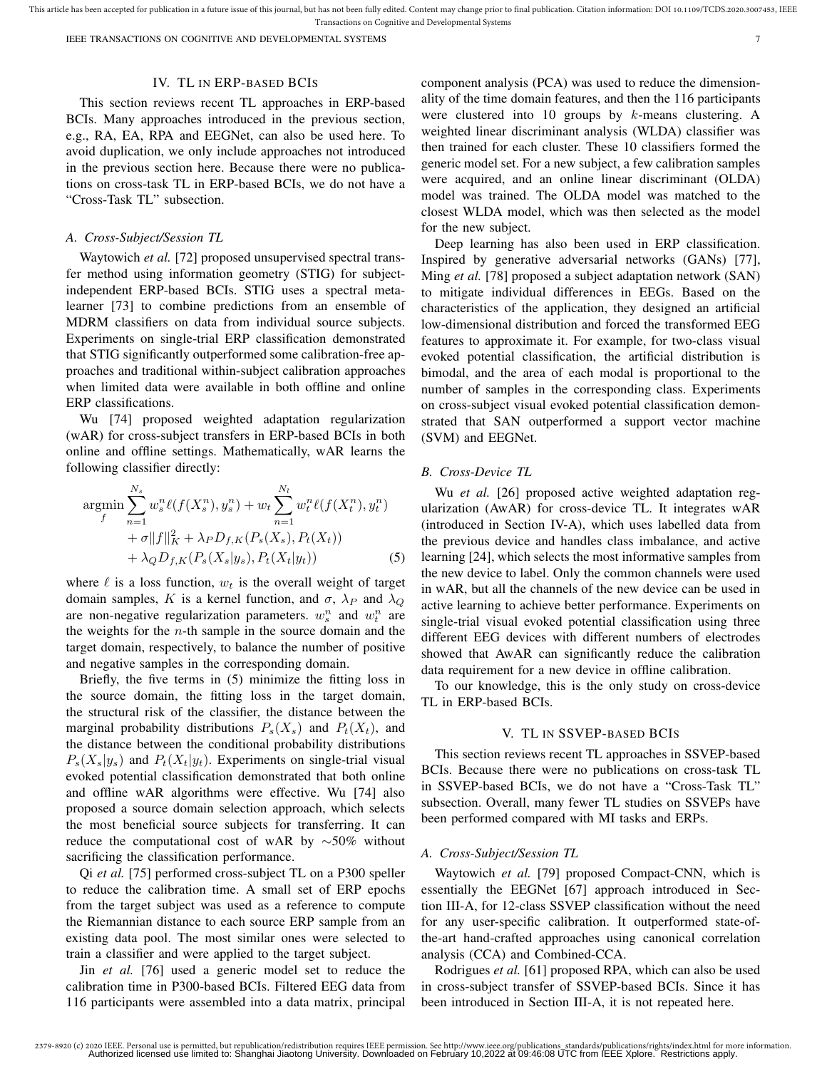## IV. TL IN ERP-BASED BCIS

This section reviews recent TL approaches in ERP-based BCIs. Many approaches introduced in the previous section, e.g., RA, EA, RPA and EEGNet, can also be used here. To avoid duplication, we only include approaches not introduced in the previous section here. Because there were no publications on cross-task TL in ERP-based BCIs, we do not have a "Cross-Task TL" subsection.

### A. Cross-Subject/Session TL

Waytowich *et al.* [72] proposed unsupervised spectral transfer method using information geometry (STIG) for subject-independent ERP-based BCIs. STIG uses a spectral meta-learner [73] to combine predictions from an ensemble of MDRM classifiers on data from individual source subjects. Experiments on single-trial ERP classification demonstrated that STIG significantly outperformed some calibration-free approaches and traditional within-subject calibration approaches when limited data were available in both offline and online ERP classifications.

Wu [74] proposed weighted adaptation regularization (wAR) for cross-subject transfers in ERP-based BCIs in both online and offline settings. Mathematically, wAR learns the following classifier directly:

$$\begin{aligned}\underset{f}{\arg\min} \sum_{n=1}^{N_s} w_s^n \ell(f(X_s^n), y_s^n) + w_t \sum_{n=1}^{N_l} w_t^n \ell(f(X_t^n), y_t^n) \\ + \sigma \|f\|_K^2 + \lambda_P D_{f,K}(P_s(X_s), P_t(X_t)) \\ + \lambda_Q D_{f,K}(P_s(X_s|y_s), P_t(X_t|y_t)) \end{aligned} \quad (5)$$

where $\ell$ is a loss function, $w_t$ is the overall weight of target domain samples, $K$ is a kernel function, and $\sigma$, $\lambda_P$ and $\lambda_Q$ are non-negative regularization parameters. $w_s^n$ and $w_t^n$ are the weights for the $n$-th sample in the source domain and the target domain, respectively, to balance the number of positive and negative samples in the corresponding domain.

Briefly, the five terms in (5) minimize the fitting loss in the source domain, the fitting loss in the target domain, the structural risk of the classifier, the distance between the marginal probability distributions $P_s(X_s)$ and $P_t(X_t)$, and the distance between the conditional probability distributions $P_s(X_s|y_s)$ and $P_t(X_t|y_t)$. Experiments on single-trial visual evoked potential classification demonstrated that both online and offline wAR algorithms were effective. Wu [74] also proposed a source domain selection approach, which selects the most beneficial source subjects for transferring. It can reduce the computational cost of wAR by $\sim$50% without sacrificing the classification performance.

Qi *et al.* [75] performed cross-subject TL on a P300 speller to reduce the calibration time. A small set of ERP epochs from the target subject was used as a reference to compute the Riemannian distance to each source ERP sample from an existing data pool. The most similar ones were selected to train a classifier and were applied to the target subject.

Jin *et al.* [76] used a generic model set to reduce the calibration time in P300-based BCIs. Filtered EEG data from 116 participants were assembled into a data matrix, principal component analysis (PCA) was used to reduce the dimensionality of the time domain features, and then the 116 participants were clustered into 10 groups by $k$-means clustering. A weighted linear discriminant analysis (WLDA) classifier was then trained for each cluster. These 10 classifiers formed the generic model set. For a new subject, a few calibration samples were acquired, and an online linear discriminant (OLDA) model was trained. The OLDA model was matched to the closest WLDA model, which was then selected as the model for the new subject.

Deep learning has also been used in ERP classification. Inspired by generative adversarial networks (GANs) [77], Ming *et al.* [78] proposed a subject adaptation network (SAN) to mitigate individual differences in EEGs. Based on the characteristics of the application, they designed an artificial low-dimensional distribution and forced the transformed EEG features to approximate it. For example, for two-class visual evoked potential classification, the artificial distribution is bimodal, and the area of each modal is proportional to the number of samples in the corresponding class. Experiments on cross-subject visual evoked potential classification demonstrated that SAN outperformed a support vector machine (SVM) and EEGNet.

### B. Cross-Device TL

Wu *et al.* [26] proposed active weighted adaptation regularization (AwAR) for cross-device TL. It integrates wAR (introduced in Section IV-A), which uses labelled data from the previous device and handles class imbalance, and active learning [24], which selects the most informative samples from the new device to label. Only the common channels were used in wAR, but all the channels of the new device can be used in active learning to achieve better performance. Experiments on single-trial visual evoked potential classification using three different EEG devices with different numbers of electrodes showed that AwAR can significantly reduce the calibration data requirement for a new device in offline calibration.

To our knowledge, this is the only study on cross-device TL in ERP-based BCIs.

## V. TL IN SSVEP-BASED BCIS

This section reviews recent TL approaches in SSVEP-based BCIs. Because there were no publications on cross-task TL in SSVEP-based BCIs, we do not have a "Cross-Task TL" subsection. Overall, many fewer TL studies on SSVEPs have been performed compared with MI tasks and ERPs.

### A. Cross-Subject/Session TL

Waytowich *et al.* [79] proposed Compact-CNN, which is essentially the EEGNet [67] approach introduced in Section III-A, for 12-class SSVEP classification without the need for any user-specific calibration. It outperformed state-of-the-art hand-crafted approaches using canonical correlation analysis (CCA) and Combined-CCA.

Rodrigues *et al.* [61] proposed RPA, which can also be used in cross-subject transfer of SSVEP-based BCIs. Since it has been introduced in Section III-A, it is not repeated here.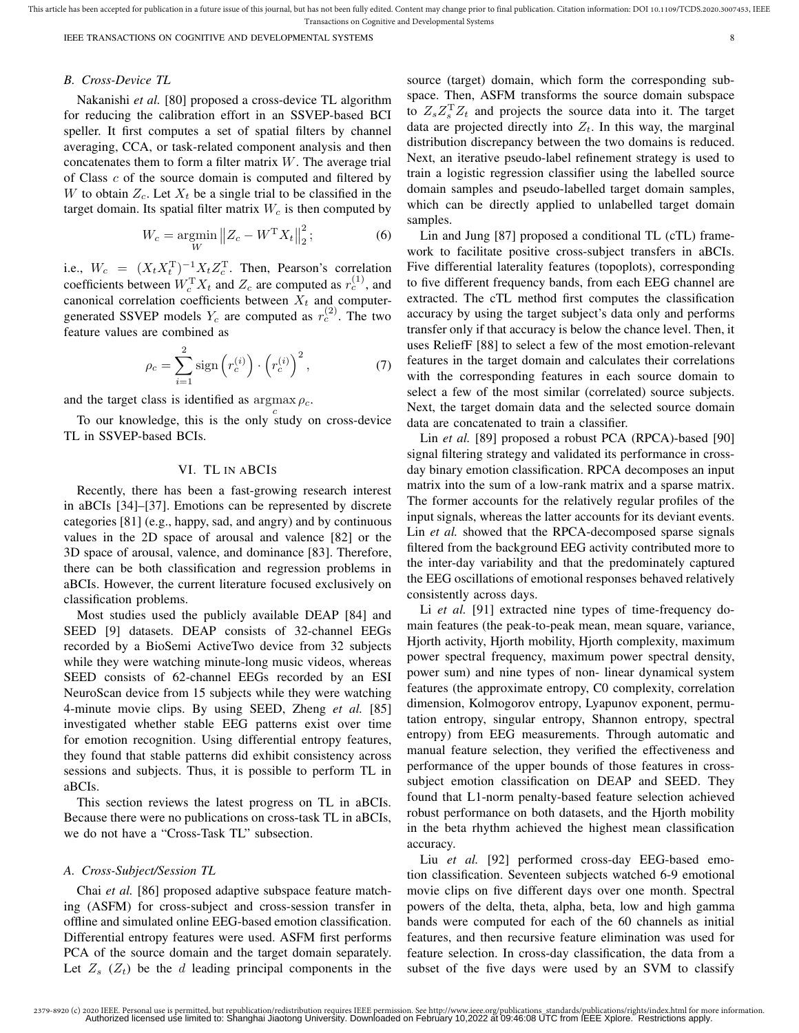## B. Cross-Device TL

Nakanishi *et al.* [80] proposed a cross-device TL algorithm for reducing the calibration effort in an SSVEP-based BCI speller. It first computes a set of spatial filters by channel averaging, CCA, or task-related component analysis and then concatenates them to form a filter matrix $W$. The average trial of Class $c$ of the source domain is computed and filtered by $W$ to obtain $Z_c$. Let $X_t$ be a single trial to be classified in the target domain. Its spatial filter matrix $W_c$ is then computed by

$$W_c = \underset{W}{\operatorname{argmin}} \left\| Z_c - W^{\mathrm{T}} X_t \right\|_2^2; \tag{6}$$

i.e., $W_c = (X_t X_t^{\mathrm{T}})^{-1} X_t Z_c^{\mathrm{T}}$. Then, Pearson's correlation coefficients between $W_c^{\mathrm{T}} X_t$ and $Z_c$ are computed as $r_c^{(1)}$, and canonical correlation coefficients between $X_t$ and computer-generated SSVEP models $Y_c$ are computed as $r_c^{(2)}$. The two feature values are combined as

$$\rho_c = \sum_{i=1}^{2} \operatorname{sign}\left(r_c^{(i)}\right) \cdot \left(r_c^{(i)}\right)^2, \tag{7}$$

and the target class is identified as $\underset{c}{\operatorname{argmax}}\, \rho_c$.

To our knowledge, this is the only study on cross-device TL in SSVEP-based BCIs.

# VI. TL in aBCIs

Recently, there has been a fast-growing research interest in aBCIs [34]–[37]. Emotions can be represented by discrete categories [81] (e.g., happy, sad, and angry) and by continuous values in the 2D space of arousal and valence [82] or the 3D space of arousal, valence, and dominance [83]. Therefore, there can be both classification and regression problems in aBCIs. However, the current literature focused exclusively on classification problems.

Most studies used the publicly available DEAP [84] and SEED [9] datasets. DEAP consists of 32-channel EEGs recorded by a BioSemi ActiveTwo device from 32 subjects while they were watching minute-long music videos, whereas SEED consists of 62-channel EEGs recorded by an ESI NeuroScan device from 15 subjects while they were watching 4-minute movie clips. By using SEED, Zheng *et al.* [85] investigated whether stable EEG patterns exist over time for emotion recognition. Using differential entropy features, they found that stable patterns did exhibit consistency across sessions and subjects. Thus, it is possible to perform TL in aBCIs.

This section reviews the latest progress on TL in aBCIs. Because there were no publications on cross-task TL in aBCIs, we do not have a "Cross-Task TL" subsection.

## A. Cross-Subject/Session TL

Chai *et al.* [86] proposed adaptive subspace feature matching (ASFM) for cross-subject and cross-session transfer in offline and simulated online EEG-based emotion classification. Differential entropy features were used. ASFM first performs PCA of the source domain and the target domain separately. Let $Z_s$ ($Z_t$) be the $d$ leading principal components in the source (target) domain, which form the corresponding subspace. Then, ASFM transforms the source domain subspace to $Z_s Z_s^{\mathrm{T}} Z_t$ and projects the source data into it. The target data are projected directly into $Z_t$. In this way, the marginal distribution discrepancy between the two domains is reduced. Next, an iterative pseudo-label refinement strategy is used to train a logistic regression classifier using the labelled source domain samples and pseudo-labelled target domain samples, which can be directly applied to unlabelled target domain samples.

Lin and Jung [87] proposed a conditional TL (cTL) framework to facilitate positive cross-subject transfers in aBCIs. Five differential laterality features (topoplots), corresponding to five different frequency bands, from each EEG channel are extracted. The cTL method first computes the classification accuracy by using the target subject's data only and performs transfer only if that accuracy is below the chance level. Then, it uses ReliefF [88] to select a few of the most emotion-relevant features in the target domain and calculates their correlations with the corresponding features in each source domain to select a few of the most similar (correlated) source subjects. Next, the target domain data and the selected source domain data are concatenated to train a classifier.

Lin *et al.* [89] proposed a robust PCA (RPCA)-based [90] signal filtering strategy and validated its performance in cross-day binary emotion classification. RPCA decomposes an input matrix into the sum of a low-rank matrix and a sparse matrix. The former accounts for the relatively regular profiles of the input signals, whereas the latter accounts for its deviant events. Lin *et al.* showed that the RPCA-decomposed sparse signals filtered from the background EEG activity contributed more to the inter-day variability and that the predominately captured the EEG oscillations of emotional responses behaved relatively consistently across days.

Li *et al.* [91] extracted nine types of time-frequency domain features (the peak-to-peak mean, mean square, variance, Hjorth activity, Hjorth mobility, Hjorth complexity, maximum power spectral frequency, maximum power spectral density, power sum) and nine types of non- linear dynamical system features (the approximate entropy, C0 complexity, correlation dimension, Kolmogorov entropy, Lyapunov exponent, permutation entropy, singular entropy, Shannon entropy, spectral entropy) from EEG measurements. Through automatic and manual feature selection, they verified the effectiveness and performance of the upper bounds of those features in cross-subject emotion classification on DEAP and SEED. They found that L1-norm penalty-based feature selection achieved robust performance on both datasets, and the Hjorth mobility in the beta rhythm achieved the highest mean classification accuracy.

Liu *et al.* [92] performed cross-day EEG-based emotion classification. Seventeen subjects watched 6-9 emotional movie clips on five different days over one month. Spectral powers of the delta, theta, alpha, beta, low and high gamma bands were computed for each of the 60 channels as initial features, and then recursive feature elimination was used for feature selection. In cross-day classification, the data from a subset of the five days were used by an SVM to classify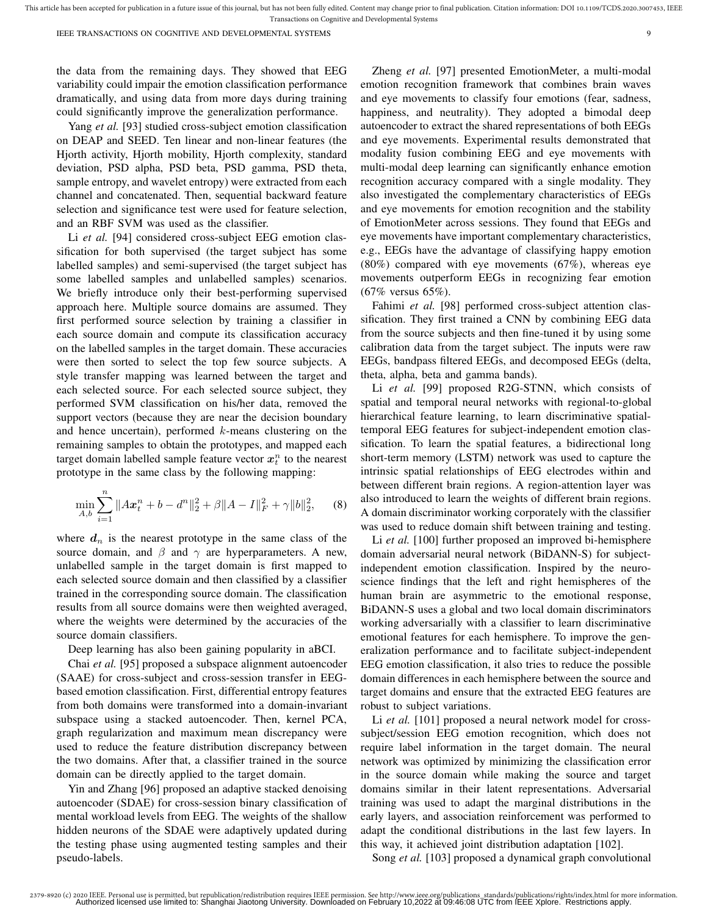the data from the remaining days. They showed that EEG variability could impair the emotion classification performance dramatically, and using data from more days during training could significantly improve the generalization performance.

Yang *et al.* [93] studied cross-subject emotion classification on DEAP and SEED. Ten linear and non-linear features (the Hjorth activity, Hjorth mobility, Hjorth complexity, standard deviation, PSD alpha, PSD beta, PSD gamma, PSD theta, sample entropy, and wavelet entropy) were extracted from each channel and concatenated. Then, sequential backward feature selection and significance test were used for feature selection, and an RBF SVM was used as the classifier.

Li *et al.* [94] considered cross-subject EEG emotion classification for both supervised (the target subject has some labelled samples) and semi-supervised (the target subject has some labelled samples and unlabelled samples) scenarios. We briefly introduce only their best-performing supervised approach here. Multiple source domains are assumed. They first performed source selection by training a classifier in each source domain and compute its classification accuracy on the labelled samples in the target domain. These accuracies were then sorted to select the top few source subjects. A style transfer mapping was learned between the target and each selected source. For each selected source subject, they performed SVM classification on his/her data, removed the support vectors (because they are near the decision boundary and hence uncertain), performed $k$-means clustering on the remaining samples to obtain the prototypes, and mapped each target domain labelled sample feature vector $\boldsymbol{x}_t^n$ to the nearest prototype in the same class by the following mapping:

$$\min_{A,b} \sum_{i=1}^{n} \|A\boldsymbol{x}_t^n + b - d^n\|_2^2 + \beta\|A - I\|_F^2 + \gamma\|b\|_2^2, \quad (8)$$

where $\boldsymbol{d}_n$ is the nearest prototype in the same class of the source domain, and $\beta$ and $\gamma$ are hyperparameters. A new, unlabelled sample in the target domain is first mapped to each selected source domain and then classified by a classifier trained in the corresponding source domain. The classification results from all source domains were then weighted averaged, where the weights were determined by the accuracies of the source domain classifiers.

Deep learning has also been gaining popularity in aBCI.

Chai *et al.* [95] proposed a subspace alignment autoencoder (SAAE) for cross-subject and cross-session transfer in EEG-based emotion classification. First, differential entropy features from both domains were transformed into a domain-invariant subspace using a stacked autoencoder. Then, kernel PCA, graph regularization and maximum mean discrepancy were used to reduce the feature distribution discrepancy between the two domains. After that, a classifier trained in the source domain can be directly applied to the target domain.

Yin and Zhang [96] proposed an adaptive stacked denoising autoencoder (SDAE) for cross-session binary classification of mental workload levels from EEG. The weights of the shallow hidden neurons of the SDAE were adaptively updated during the testing phase using augmented testing samples and their pseudo-labels.

Zheng *et al.* [97] presented EmotionMeter, a multi-modal emotion recognition framework that combines brain waves and eye movements to classify four emotions (fear, sadness, happiness, and neutrality). They adopted a bimodal deep autoencoder to extract the shared representations of both EEGs and eye movements. Experimental results demonstrated that modality fusion combining EEG and eye movements with multi-modal deep learning can significantly enhance emotion recognition accuracy compared with a single modality. They also investigated the complementary characteristics of EEGs and eye movements for emotion recognition and the stability of EmotionMeter across sessions. They found that EEGs and eye movements have important complementary characteristics, e.g., EEGs have the advantage of classifying happy emotion (80%) compared with eye movements (67%), whereas eye movements outperform EEGs in recognizing fear emotion (67% versus 65%).

Fahimi *et al.* [98] performed cross-subject attention classification. They first trained a CNN by combining EEG data from the source subjects and then fine-tuned it by using some calibration data from the target subject. The inputs were raw EEGs, bandpass filtered EEGs, and decomposed EEGs (delta, theta, alpha, beta and gamma bands).

Li *et al.* [99] proposed R2G-STNN, which consists of spatial and temporal neural networks with regional-to-global hierarchical feature learning, to learn discriminative spatial-temporal EEG features for subject-independent emotion classification. To learn the spatial features, a bidirectional long short-term memory (LSTM) network was used to capture the intrinsic spatial relationships of EEG electrodes within and between different brain regions. A region-attention layer was also introduced to learn the weights of different brain regions. A domain discriminator working corporately with the classifier was used to reduce domain shift between training and testing.

Li *et al.* [100] further proposed an improved bi-hemisphere domain adversarial neural network (BiDANN-S) for subject-independent emotion classification. Inspired by the neuroscience findings that the left and right hemispheres of the human brain are asymmetric to the emotional response, BiDANN-S uses a global and two local domain discriminators working adversarially with a classifier to learn discriminative emotional features for each hemisphere. To improve the generalization performance and to facilitate subject-independent EEG emotion classification, it also tries to reduce the possible domain differences in each hemisphere between the source and target domains and ensure that the extracted EEG features are robust to subject variations.

Li *et al.* [101] proposed a neural network model for cross-subject/session EEG emotion recognition, which does not require label information in the target domain. The neural network was optimized by minimizing the classification error in the source domain while making the source and target domains similar in their latent representations. Adversarial training was used to adapt the marginal distributions in the early layers, and association reinforcement was performed to adapt the conditional distributions in the last few layers. In this way, it achieved joint distribution adaptation [102].

Song *et al.* [103] proposed a dynamical graph convolutional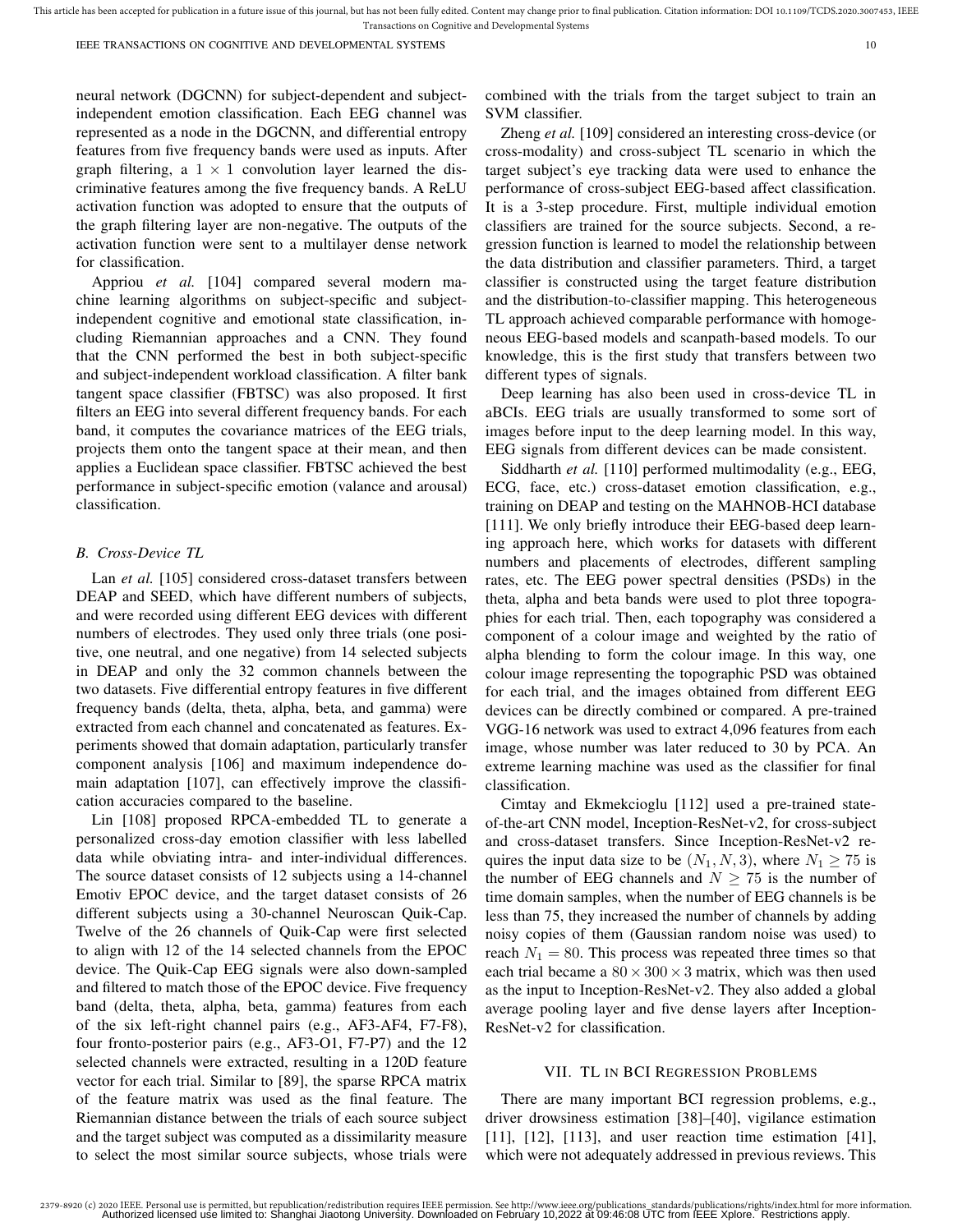neural network (DGCNN) for subject-dependent and subject-independent emotion classification. Each EEG channel was represented as a node in the DGCNN, and differential entropy features from five frequency bands were used as inputs. After graph filtering, a $1 \times 1$ convolution layer learned the discriminative features among the five frequency bands. A ReLU activation function was adopted to ensure that the outputs of the graph filtering layer are non-negative. The outputs of the activation function were sent to a multilayer dense network for classification.

Appriou *et al.* [104] compared several modern machine learning algorithms on subject-specific and subject-independent cognitive and emotional state classification, including Riemannian approaches and a CNN. They found that the CNN performed the best in both subject-specific and subject-independent workload classification. A filter bank tangent space classifier (FBTSC) was also proposed. It first filters an EEG into several different frequency bands. For each band, it computes the covariance matrices of the EEG trials, projects them onto the tangent space at their mean, and then applies a Euclidean space classifier. FBTSC achieved the best performance in subject-specific emotion (valance and arousal) classification.

### B. Cross-Device TL

Lan *et al.* [105] considered cross-dataset transfers between DEAP and SEED, which have different numbers of subjects, and were recorded using different EEG devices with different numbers of electrodes. They used only three trials (one positive, one neutral, and one negative) from 14 selected subjects in DEAP and only the 32 common channels between the two datasets. Five differential entropy features in five different frequency bands (delta, theta, alpha, beta, and gamma) were extracted from each channel and concatenated as features. Experiments showed that domain adaptation, particularly transfer component analysis [106] and maximum independence domain adaptation [107], can effectively improve the classification accuracies compared to the baseline.

Lin [108] proposed RPCA-embedded TL to generate a personalized cross-day emotion classifier with less labelled data while obviating intra- and inter-individual differences. The source dataset consists of 12 subjects using a 14-channel Emotiv EPOC device, and the target dataset consists of 26 different subjects using a 30-channel Neuroscan Quik-Cap. Twelve of the 26 channels of Quik-Cap were first selected to align with 12 of the 14 selected channels from the EPOC device. The Quik-Cap EEG signals were also down-sampled and filtered to match those of the EPOC device. Five frequency band (delta, theta, alpha, beta, gamma) features from each of the six left-right channel pairs (e.g., AF3-AF4, F7-F8), four fronto-posterior pairs (e.g., AF3-O1, F7-P7) and the 12 selected channels were extracted, resulting in a 120D feature vector for each trial. Similar to [89], the sparse RPCA matrix of the feature matrix was used as the final feature. The Riemannian distance between the trials of each source subject and the target subject was computed as a dissimilarity measure to select the most similar source subjects, whose trials were combined with the trials from the target subject to train an SVM classifier.

Zheng *et al.* [109] considered an interesting cross-device (or cross-modality) and cross-subject TL scenario in which the target subject's eye tracking data were used to enhance the performance of cross-subject EEG-based affect classification. It is a 3-step procedure. First, multiple individual emotion classifiers are trained for the source subjects. Second, a regression function is learned to model the relationship between the data distribution and classifier parameters. Third, a target classifier is constructed using the target feature distribution and the distribution-to-classifier mapping. This heterogeneous TL approach achieved comparable performance with homogeneous EEG-based models and scanpath-based models. To our knowledge, this is the first study that transfers between two different types of signals.

Deep learning has also been used in cross-device TL in aBCIs. EEG trials are usually transformed to some sort of images before input to the deep learning model. In this way, EEG signals from different devices can be made consistent.

Siddharth *et al.* [110] performed multimodality (e.g., EEG, ECG, face, etc.) cross-dataset emotion classification, e.g., training on DEAP and testing on the MAHNOB-HCI database [111]. We only briefly introduce their EEG-based deep learning approach here, which works for datasets with different numbers and placements of electrodes, different sampling rates, etc. The EEG power spectral densities (PSDs) in the theta, alpha and beta bands were used to plot three topographies for each trial. Then, each topography was considered a component of a colour image and weighted by the ratio of alpha blending to form the colour image. In this way, one colour image representing the topographic PSD was obtained for each trial, and the images obtained from different EEG devices can be directly combined or compared. A pre-trained VGG-16 network was used to extract 4,096 features from each image, whose number was later reduced to 30 by PCA. An extreme learning machine was used as the classifier for final classification.

Cimtay and Ekmekcioglu [112] used a pre-trained state-of-the-art CNN model, Inception-ResNet-v2, for cross-subject and cross-dataset transfers. Since Inception-ResNet-v2 requires the input data size to be $(N_1, N, 3)$, where $N_1 \geq 75$ is the number of EEG channels and $N \geq 75$ is the number of time domain samples, when the number of EEG channels is be less than 75, they increased the number of channels by adding noisy copies of them (Gaussian random noise was used) to reach $N_1 = 80$. This process was repeated three times so that each trial became a $80 \times 300 \times 3$ matrix, which was then used as the input to Inception-ResNet-v2. They also added a global average pooling layer and five dense layers after Inception-ResNet-v2 for classification.

## VII. TL in BCI Regression Problems

There are many important BCI regression problems, e.g., driver drowsiness estimation [38]–[40], vigilance estimation [11], [12], [113], and user reaction time estimation [41], which were not adequately addressed in previous reviews. This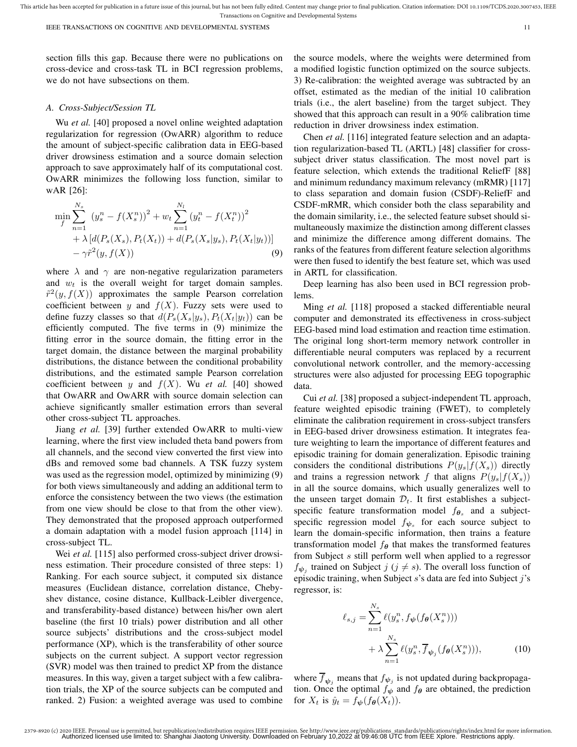section fills this gap. Because there were no publications on cross-device and cross-task TL in BCI regression problems, we do not have subsections on them.

### A. Cross-Subject/Session TL

Wu *et al.* [40] proposed a novel online weighted adaptation regularization for regression (OwARR) algorithm to reduce the amount of subject-specific calibration data in EEG-based driver drowsiness estimation and a source domain selection approach to save approximately half of its computational cost. OwARR minimizes the following loss function, similar to wAR [26]:

$$\min_f \sum_{n=1}^{N_s} \left(y_s^n - f(X_s^n)\right)^2 + w_t \sum_{n=1}^{N_l} \left(y_t^n - f(X_t^n)\right)^2 \\ + \lambda \left[d(P_s(X_s), P_t(X_t)) + d(P_s(X_s|y_s), P_t(X_t|y_t))\right] \\ - \gamma \tilde{r}^2(y, f(X)) \tag{9}$$

where $\lambda$ and $\gamma$ are non-negative regularization parameters and $w_t$ is the overall weight for target domain samples. $\tilde{r}^2(y, f(X))$ approximates the sample Pearson correlation coefficient between $y$ and $f(X)$. Fuzzy sets were used to define fuzzy classes so that $d(P_s(X_s|y_s), P_t(X_t|y_t))$ can be efficiently computed. The five terms in (9) minimize the fitting error in the source domain, the fitting error in the target domain, the distance between the marginal probability distributions, the distance between the conditional probability distributions, and the estimated sample Pearson correlation coefficient between $y$ and $f(X)$. Wu *et al.* [40] showed that OwARR and OwARR with source domain selection can achieve significantly smaller estimation errors than several other cross-subject TL approaches.

Jiang *et al.* [39] further extended OwARR to multi-view learning, where the first view included theta band powers from all channels, and the second view converted the first view into dBs and removed some bad channels. A TSK fuzzy system was used as the regression model, optimized by minimizing (9) for both views simultaneously and adding an additional term to enforce the consistency between the two views (the estimation from one view should be close to that from the other view). They demonstrated that the proposed approach outperformed a domain adaptation with a model fusion approach [114] in cross-subject TL.

Wei *et al.* [115] also performed cross-subject driver drowsiness estimation. Their procedure consisted of three steps: 1) Ranking. For each source subject, it computed six distance measures (Euclidean distance, correlation distance, Chebyshev distance, cosine distance, Kullback-Leibler divergence, and transferability-based distance) between his/her own alert baseline (the first 10 trials) power distribution and all other source subjects' distributions and the cross-subject model performance (XP), which is the transferability of other source subjects on the current subject. A support vector regression (SVR) model was then trained to predict XP from the distance measures. In this way, given a target subject with a few calibration trials, the XP of the source subjects can be computed and ranked. 2) Fusion: a weighted average was used to combine the source models, where the weights were determined from a modified logistic function optimized on the source subjects. 3) Re-calibration: the weighted average was subtracted by an offset, estimated as the median of the initial 10 calibration trials (i.e., the alert baseline) from the target subject. They showed that this approach can result in a 90% calibration time reduction in driver drowsiness index estimation.

Chen *et al.* [116] integrated feature selection and an adaptation regularization-based TL (ARTL) [48] classifier for cross-subject driver status classification. The most novel part is feature selection, which extends the traditional ReliefF [88] and minimum redundancy maximum relevancy (mRMR) [117] to class separation and domain fusion (CSDF)-ReliefF and CSDF-mRMR, which consider both the class separability and the domain similarity, i.e., the selected feature subset should simultaneously maximize the distinction among different classes and minimize the difference among different domains. The ranks of the features from different feature selection algorithms were then fused to identify the best feature set, which was used in ARTL for classification.

Deep learning has also been used in BCI regression problems.

Ming *et al.* [118] proposed a stacked differentiable neural computer and demonstrated its effectiveness in cross-subject EEG-based mind load estimation and reaction time estimation. The original long short-term memory network controller in differentiable neural computers was replaced by a recurrent convolutional network controller, and the memory-accessing structures were also adjusted for processing EEG topographic data.

Cui *et al.* [38] proposed a subject-independent TL approach, feature weighted episodic training (FWET), to completely eliminate the calibration requirement in cross-subject transfers in EEG-based driver drowsiness estimation. It integrates feature weighting to learn the importance of different features and episodic training for domain generalization. Episodic training considers the conditional distributions $P(y_s|f(X_s))$ directly and trains a regression network $f$ that aligns $P(y_s|f(X_s))$ in all the source domains, which usually generalizes well to the unseen target domain $\mathcal{D}_t$. It first establishes a subject-specific feature transformation model $f_{\boldsymbol{\theta}_s}$ and a subject-specific regression model $f_{\boldsymbol{\psi}_s}$ for each source subject to learn the domain-specific information, then trains a feature transformation model $f_{\boldsymbol{\theta}}$ that makes the transformed features from Subject $s$ still perform well when applied to a regressor $f_{\boldsymbol{\psi}_j}$ trained on Subject $j$ ($j \neq s$). The overall loss function of episodic training, when Subject $s$'s data are fed into Subject $j$'s regressor, is:

$$\ell_{s,j} = \sum_{n=1}^{N_s} \ell(y_s^n, f_{\boldsymbol{\psi}}(f_{\boldsymbol{\theta}}(X_s^n))) \\ + \lambda \sum_{n=1}^{N_s} \ell(y_s^n, \overline{f}_{\boldsymbol{\psi}_j}(f_{\boldsymbol{\theta}}(X_s^n))), \tag{10}$$

where $\overline{f}_{\boldsymbol{\psi}_j}$ means that $f_{\boldsymbol{\psi}_j}$ is not updated during backpropagation. Once the optimal $f_{\boldsymbol{\psi}}$ and $f_{\boldsymbol{\theta}}$ are obtained, the prediction for $X_t$ is $\hat{y}_t = f_{\boldsymbol{\psi}}(f_{\boldsymbol{\theta}}(X_t))$.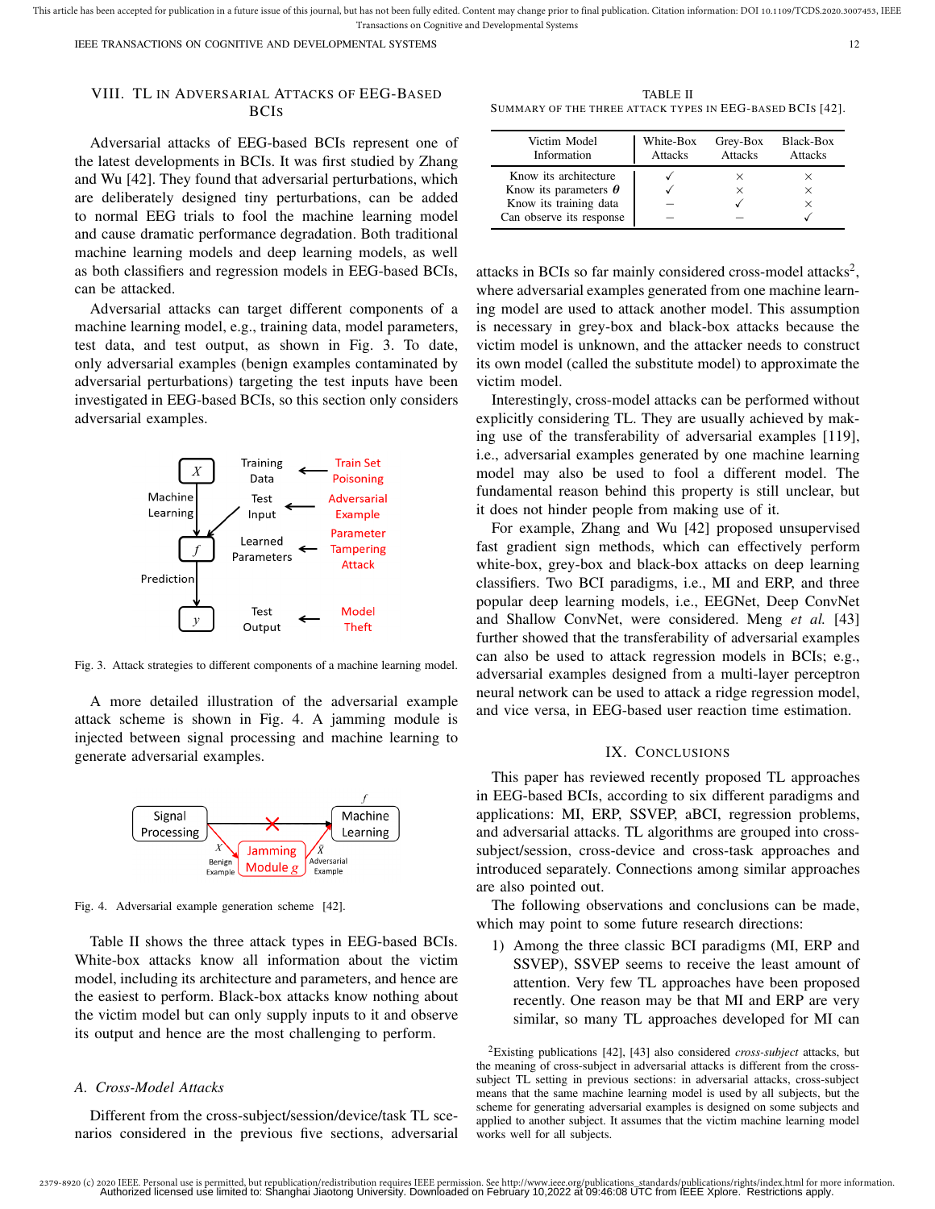## VIII. TL in Adversarial Attacks of EEG-Based BCIs

Adversarial attacks of EEG-based BCIs represent one of the latest developments in BCIs. It was first studied by Zhang and Wu [42]. They found that adversarial perturbations, which are deliberately designed tiny perturbations, can be added to normal EEG trials to fool the machine learning model and cause dramatic performance degradation. Both traditional machine learning models and deep learning models, as well as both classifiers and regression models in EEG-based BCIs, can be attacked.

Adversarial attacks can target different components of a machine learning model, e.g., training data, model parameters, test data, and test output, as shown in Fig. 3. To date, only adversarial examples (benign examples contaminated by adversarial perturbations) targeting the test inputs have been investigated in EEG-based BCIs, so this section only considers adversarial examples.

Fig. 3. Attack strategies to different components of a machine learning model.

A more detailed illustration of the adversarial example attack scheme is shown in Fig. 4. A jamming module is injected between signal processing and machine learning to generate adversarial examples.

Fig. 4. Adversarial example generation scheme [42].

Table II shows the three attack types in EEG-based BCIs. White-box attacks know all information about the victim model, including its architecture and parameters, and hence are the easiest to perform. Black-box attacks know nothing about the victim model but can only supply inputs to it and observe its output and hence are the most challenging to perform.

TABLE II
Summary of the three attack types in EEG-based BCIs [42].

| Victim Model Information | White-Box Attacks | Grey-Box Attacks | Black-Box Attacks |
|---|---|---|---|
| Know its architecture | ✓ | × | × |
| Know its parameters $\boldsymbol{\theta}$ | ✓ | × | × |
| Know its training data | – | ✓ | × |
| Can observe its response | – | – | ✓ |

### A. Cross-Model Attacks

Different from the cross-subject/session/device/task TL scenarios considered in the previous five sections, adversarial attacks in BCIs so far mainly considered cross-model attacks[2], where adversarial examples generated from one machine learning model are used to attack another model. This assumption is necessary in grey-box and black-box attacks because the victim model is unknown, and the attacker needs to construct its own model (called the substitute model) to approximate the victim model.

Interestingly, cross-model attacks can be performed without explicitly considering TL. They are usually achieved by making use of the transferability of adversarial examples [119], i.e., adversarial examples generated by one machine learning model may also be used to fool a different model. The fundamental reason behind this property is still unclear, but it does not hinder people from making use of it.

For example, Zhang and Wu [42] proposed unsupervised fast gradient sign methods, which can effectively perform white-box, grey-box and black-box attacks on deep learning classifiers. Two BCI paradigms, i.e., MI and ERP, and three popular deep learning models, i.e., EEGNet, Deep ConvNet and Shallow ConvNet, were considered. Meng *et al.* [43] further showed that the transferability of adversarial examples can also be used to attack regression models in BCIs; e.g., adversarial examples designed from a multi-layer perceptron neural network can be used to attack a ridge regression model, and vice versa, in EEG-based user reaction time estimation.

## IX. Conclusions

This paper has reviewed recently proposed TL approaches in EEG-based BCIs, according to six different paradigms and applications: MI, ERP, SSVEP, aBCI, regression problems, and adversarial attacks. TL algorithms are grouped into cross-subject/session, cross-device and cross-task approaches and introduced separately. Connections among similar approaches are also pointed out.

The following observations and conclusions can be made, which may point to some future research directions:

1) Among the three classic BCI paradigms (MI, ERP and SSVEP), SSVEP seems to receive the least amount of attention. Very few TL approaches have been proposed recently. One reason may be that MI and ERP are very similar, so many TL approaches developed for MI can

[2]Existing publications [42], [43] also considered *cross-subject* attacks, but the meaning of cross-subject in adversarial attacks is different from the cross-subject TL setting in previous sections: in adversarial attacks, cross-subject means that the same machine learning model is used by all subjects, but the scheme for generating adversarial examples is designed on some subjects and applied to another subject. It assumes that the victim machine learning model works well for all subjects.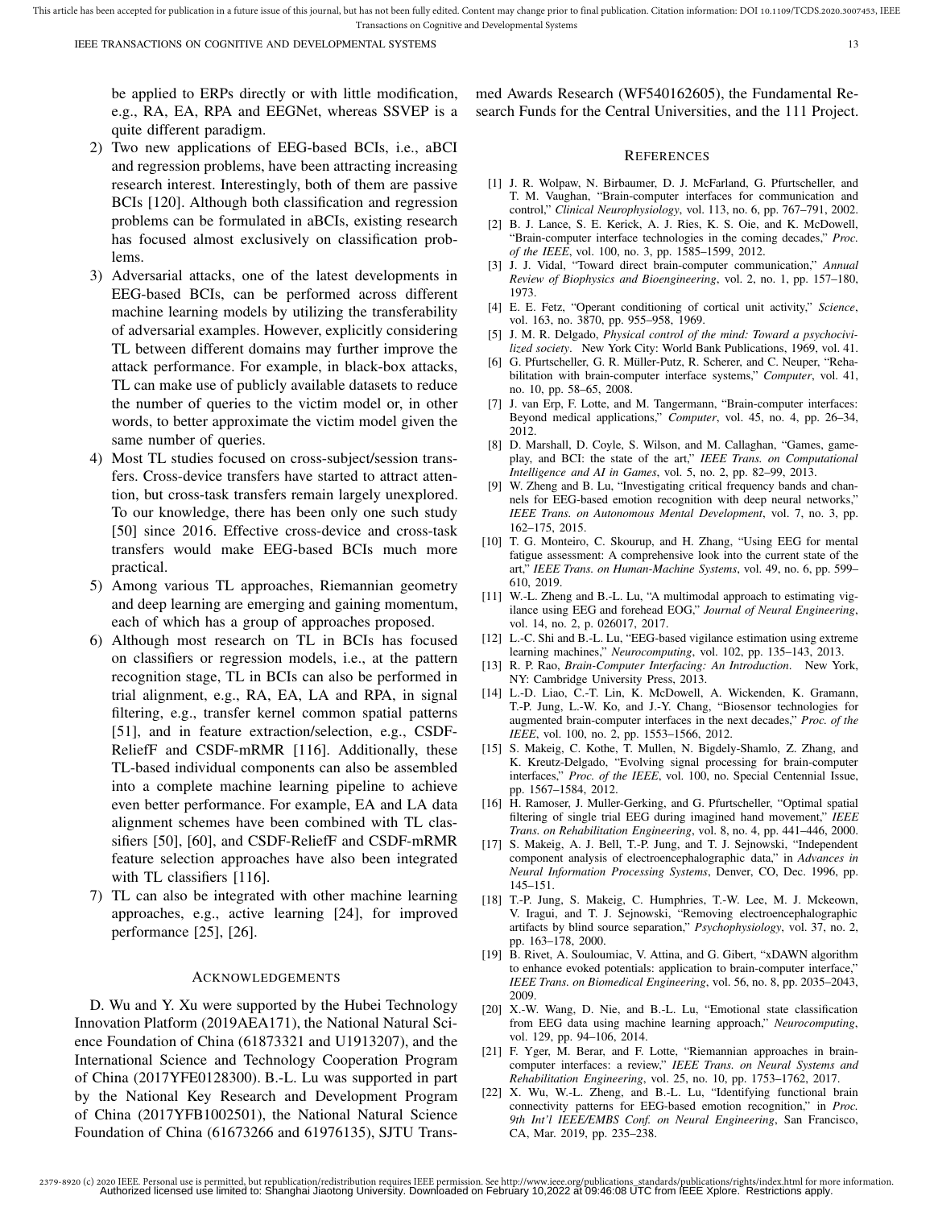be applied to ERPs directly or with little modification, e.g., RA, EA, RPA and EEGNet, whereas SSVEP is a quite different paradigm.

2) Two new applications of EEG-based BCIs, i.e., aBCI and regression problems, have been attracting increasing research interest. Interestingly, both of them are passive BCIs [120]. Although both classification and regression problems can be formulated in aBCIs, existing research has focused almost exclusively on classification problems.
3) Adversarial attacks, one of the latest developments in EEG-based BCIs, can be performed across different machine learning models by utilizing the transferability of adversarial examples. However, explicitly considering TL between different domains may further improve the attack performance. For example, in black-box attacks, TL can make use of publicly available datasets to reduce the number of queries to the victim model or, in other words, to better approximate the victim model given the same number of queries.
4) Most TL studies focused on cross-subject/session transfers. Cross-device transfers have started to attract attention, but cross-task transfers remain largely unexplored. To our knowledge, there has been only one such study [50] since 2016. Effective cross-device and cross-task transfers would make EEG-based BCIs much more practical.
5) Among various TL approaches, Riemannian geometry and deep learning are emerging and gaining momentum, each of which has a group of approaches proposed.
6) Although most research on TL in BCIs has focused on classifiers or regression models, i.e., at the pattern recognition stage, TL in BCIs can also be performed in trial alignment, e.g., RA, EA, LA and RPA, in signal filtering, e.g., transfer kernel common spatial patterns [51], and in feature extraction/selection, e.g., CSDF-ReliefF and CSDF-mRMR [116]. Additionally, these TL-based individual components can also be assembled into a complete machine learning pipeline to achieve even better performance. For example, EA and LA data alignment schemes have been combined with TL classifiers [50], [60], and CSDF-ReliefF and CSDF-mRMR feature selection approaches have also been integrated with TL classifiers [116].
7) TL can also be integrated with other machine learning approaches, e.g., active learning [24], for improved performance [25], [26].

## Acknowledgements

D. Wu and Y. Xu were supported by the Hubei Technology Innovation Platform (2019AEA171), the National Natural Science Foundation of China (61873321 and U1913207), and the International Science and Technology Cooperation Program of China (2017YFE0128300). B.-L. Lu was supported in part by the National Key Research and Development Program of China (2017YFB1002501), the National Natural Science Foundation of China (61673266 and 61976135), SJTU Transmed Awards Research (WF540162605), the Fundamental Research Funds for the Central Universities, and the 111 Project.

## References

[1] J. R. Wolpaw, N. Birbaumer, D. J. McFarland, G. Pfurtscheller, and T. M. Vaughan, "Brain-computer interfaces for communication and control," *Clinical Neurophysiology*, vol. 113, no. 6, pp. 767–791, 2002.

[2] B. J. Lance, S. E. Kerick, A. J. Ries, K. S. Oie, and K. McDowell, "Brain-computer interface technologies in the coming decades," *Proc. of the IEEE*, vol. 100, no. 3, pp. 1585–1599, 2012.

[3] J. J. Vidal, "Toward direct brain-computer communication," *Annual Review of Biophysics and Bioengineering*, vol. 2, no. 1, pp. 157–180, 1973.

[4] E. E. Fetz, "Operant conditioning of cortical unit activity," *Science*, vol. 163, no. 3870, pp. 955–958, 1969.

[5] J. M. R. Delgado, *Physical control of the mind: Toward a psychocivilized society*. New York City: World Bank Publications, 1969, vol. 41.

[6] G. Pfurtscheller, G. R. Müller-Putz, R. Scherer, and C. Neuper, "Rehabilitation with brain-computer interface systems," *Computer*, vol. 41, no. 10, pp. 58–65, 2008.

[7] J. van Erp, F. Lotte, and M. Tangermann, "Brain-computer interfaces: Beyond medical applications," *Computer*, vol. 45, no. 4, pp. 26–34, 2012.

[8] D. Marshall, D. Coyle, S. Wilson, and M. Callaghan, "Games, gameplay, and BCI: the state of the art," *IEEE Trans. on Computational Intelligence and AI in Games*, vol. 5, no. 2, pp. 82–99, 2013.

[9] W. Zheng and B. Lu, "Investigating critical frequency bands and channels for EEG-based emotion recognition with deep neural networks," *IEEE Trans. on Autonomous Mental Development*, vol. 7, no. 3, pp. 162–175, 2015.

[10] T. G. Monteiro, C. Skourup, and H. Zhang, "Using EEG for mental fatigue assessment: A comprehensive look into the current state of the art," *IEEE Trans. on Human-Machine Systems*, vol. 49, no. 6, pp. 599–610, 2019.

[11] W.-L. Zheng and B.-L. Lu, "A multimodal approach to estimating vigilance using EEG and forehead EOG," *Journal of Neural Engineering*, vol. 14, no. 2, p. 026017, 2017.

[12] L.-C. Shi and B.-L. Lu, "EEG-based vigilance estimation using extreme learning machines," *Neurocomputing*, vol. 102, pp. 135–143, 2013.

[13] R. P. Rao, *Brain-Computer Interfacing: An Introduction*. New York, NY: Cambridge University Press, 2013.

[14] L.-D. Liao, C.-T. Lin, K. McDowell, A. Wickenden, K. Gramann, T.-P. Jung, L.-W. Ko, and J.-Y. Chang, "Biosensor technologies for augmented brain-computer interfaces in the next decades," *Proc. of the IEEE*, vol. 100, no. 2, pp. 1553–1566, 2012.

[15] S. Makeig, C. Kothe, T. Mullen, N. Bigdely-Shamlo, Z. Zhang, and K. Kreutz-Delgado, "Evolving signal processing for brain-computer interfaces," *Proc. of the IEEE*, vol. 100, no. Special Centennial Issue, pp. 1567–1584, 2012.

[16] H. Ramoser, J. Muller-Gerking, and G. Pfurtscheller, "Optimal spatial filtering of single trial EEG during imagined hand movement," *IEEE Trans. on Rehabilitation Engineering*, vol. 8, no. 4, pp. 441–446, 2000.

[17] S. Makeig, A. J. Bell, T.-P. Jung, and T. J. Sejnowski, "Independent component analysis of electroencephalographic data," in *Advances in Neural Information Processing Systems*, Denver, CO, Dec. 1996, pp. 145–151.

[18] T.-P. Jung, S. Makeig, C. Humphries, T.-W. Lee, M. J. Mckeown, V. Iragui, and T. J. Sejnowski, "Removing electroencephalographic artifacts by blind source separation," *Psychophysiology*, vol. 37, no. 2, pp. 163–178, 2000.

[19] B. Rivet, A. Souloumiac, V. Attina, and G. Gibert, "xDAWN algorithm to enhance evoked potentials: application to brain-computer interface," *IEEE Trans. on Biomedical Engineering*, vol. 56, no. 8, pp. 2035–2043, 2009.

[20] X.-W. Wang, D. Nie, and B.-L. Lu, "Emotional state classification from EEG data using machine learning approach," *Neurocomputing*, vol. 129, pp. 94–106, 2014.

[21] F. Yger, M. Berar, and F. Lotte, "Riemannian approaches in brain-computer interfaces: a review," *IEEE Trans. on Neural Systems and Rehabilitation Engineering*, vol. 25, no. 10, pp. 1753–1762, 2017.

[22] X. Wu, W.-L. Zheng, and B.-L. Lu, "Identifying functional brain connectivity patterns for EEG-based emotion recognition," in *Proc. 9th Int'l IEEE/EMBS Conf. on Neural Engineering*, San Francisco, CA, Mar. 2019, pp. 235–238.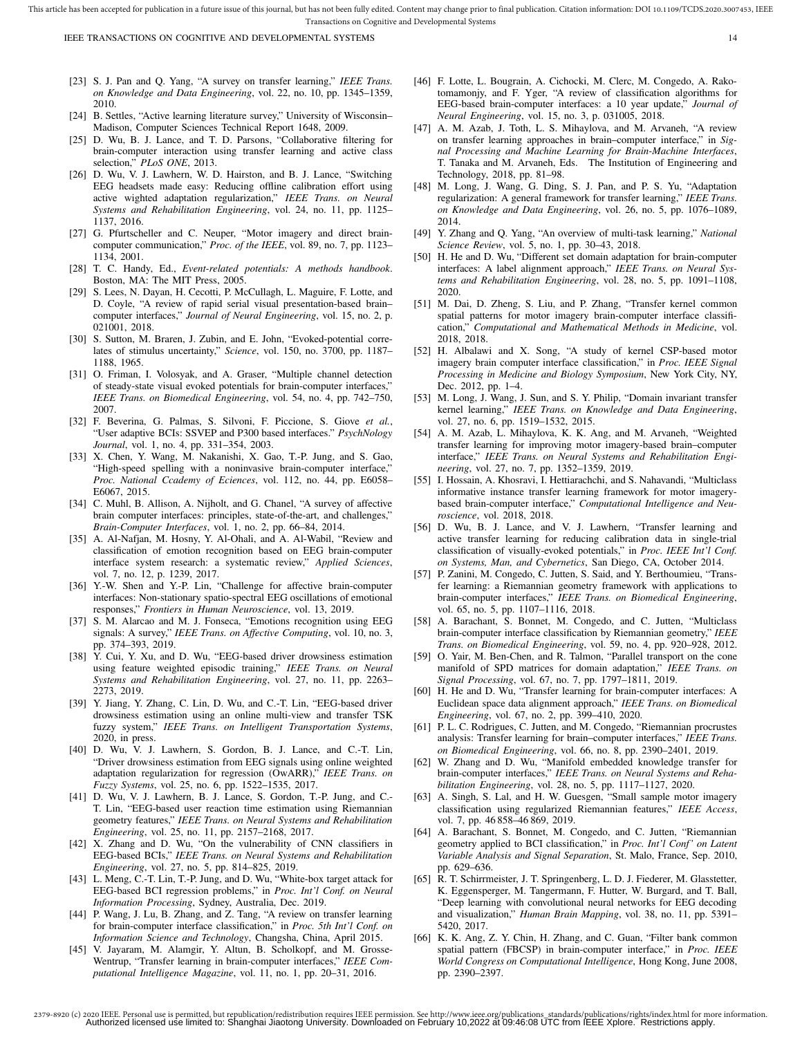[23] S. J. Pan and Q. Yang, "A survey on transfer learning," *IEEE Trans. on Knowledge and Data Engineering*, vol. 22, no. 10, pp. 1345–1359, 2010.

[24] B. Settles, "Active learning literature survey," University of Wisconsin–Madison, Computer Sciences Technical Report 1648, 2009.

[25] D. Wu, B. J. Lance, and T. D. Parsons, "Collaborative filtering for brain-computer interaction using transfer learning and active class selection," *PLoS ONE*, 2013.

[26] D. Wu, V. J. Lawhern, W. D. Hairston, and B. J. Lance, "Switching EEG headsets made easy: Reducing offline calibration effort using active wighted adaptation regularization," *IEEE Trans. on Neural Systems and Rehabilitation Engineering*, vol. 24, no. 11, pp. 1125–1137, 2016.

[27] G. Pfurtscheller and C. Neuper, "Motor imagery and direct brain-computer communication," *Proc. of the IEEE*, vol. 89, no. 7, pp. 1123–1134, 2001.

[28] T. C. Handy, Ed., *Event-related potentials: A methods handbook*. Boston, MA: The MIT Press, 2005.

[29] S. Lees, N. Dayan, H. Cecotti, P. McCullagh, L. Maguire, F. Lotte, and D. Coyle, "A review of rapid serial visual presentation-based brain–computer interfaces," *Journal of Neural Engineering*, vol. 15, no. 2, p. 021001, 2018.

[30] S. Sutton, M. Braren, J. Zubin, and E. John, "Evoked-potential correlates of stimulus uncertainty," *Science*, vol. 150, no. 3700, pp. 1187–1188, 1965.

[31] O. Friman, I. Volosyak, and A. Graser, "Multiple channel detection of steady-state visual evoked potentials for brain-computer interfaces," *IEEE Trans. on Biomedical Engineering*, vol. 54, no. 4, pp. 742–750, 2007.

[32] F. Beverina, G. Palmas, S. Silvoni, F. Piccione, S. Giove *et al.*, "User adaptive BCIs: SSVEP and P300 based interfaces." *PsychNology Journal*, vol. 1, no. 4, pp. 331–354, 2003.

[33] X. Chen, Y. Wang, M. Nakanishi, X. Gao, T.-P. Jung, and S. Gao, "High-speed spelling with a noninvasive brain-computer interface," *Proc. National Ccademy of Eciences*, vol. 112, no. 44, pp. E6058–E6067, 2015.

[34] C. Muhl, B. Allison, A. Nijholt, and G. Chanel, "A survey of affective brain computer interfaces: principles, state-of-the-art, and challenges," *Brain-Computer Interfaces*, vol. 1, no. 2, pp. 66–84, 2014.

[35] A. Al-Nafjan, M. Hosny, Y. Al-Ohali, and A. Al-Wabil, "Review and classification of emotion recognition based on EEG brain-computer interface system research: a systematic review," *Applied Sciences*, vol. 7, no. 12, p. 1239, 2017.

[36] Y.-W. Shen and Y.-P. Lin, "Challenge for affective brain-computer interfaces: Non-stationary spatio-spectral EEG oscillations of emotional responses," *Frontiers in Human Neuroscience*, vol. 13, 2019.

[37] S. M. Alarcao and M. J. Fonseca, "Emotions recognition using EEG signals: A survey," *IEEE Trans. on Affective Computing*, vol. 10, no. 3, pp. 374–393, 2019.

[38] Y. Cui, Y. Xu, and D. Wu, "EEG-based driver drowsiness estimation using feature weighted episodic training," *IEEE Trans. on Neural Systems and Rehabilitation Engineering*, vol. 27, no. 11, pp. 2263–2273, 2019.

[39] Y. Jiang, Y. Zhang, C. Lin, D. Wu, and C.-T. Lin, "EEG-based driver drowsiness estimation using an online multi-view and transfer TSK fuzzy system," *IEEE Trans. on Intelligent Transportation Systems*, 2020, in press.

[40] D. Wu, V. J. Lawhern, S. Gordon, B. J. Lance, and C.-T. Lin, "Driver drowsiness estimation from EEG signals using online weighted adaptation regularization for regression (OwARR)," *IEEE Trans. on Fuzzy Systems*, vol. 25, no. 6, pp. 1522–1535, 2017.

[41] D. Wu, V. J. Lawhern, B. J. Lance, S. Gordon, T.-P. Jung, and C.-T. Lin, "EEG-based user reaction time estimation using Riemannian geometry features," *IEEE Trans. on Neural Systems and Rehabilitation Engineering*, vol. 25, no. 11, pp. 2157–2168, 2017.

[42] X. Zhang and D. Wu, "On the vulnerability of CNN classifiers in EEG-based BCIs," *IEEE Trans. on Neural Systems and Rehabilitation Engineering*, vol. 27, no. 5, pp. 814–825, 2019.

[43] L. Meng, C.-T. Lin, T.-P. Jung, and D. Wu, "White-box target attack for EEG-based BCI regression problems," in *Proc. Int'l Conf. on Neural Information Processing*, Sydney, Australia, Dec. 2019.

[44] P. Wang, J. Lu, B. Zhang, and Z. Tang, "A review on transfer learning for brain-computer interface classification," in *Proc. 5th Int'l Conf. on Information Science and Technology*, Changsha, China, April 2015.

[45] V. Jayaram, M. Alamgir, Y. Altun, B. Scholkopf, and M. Grosse-Wentrup, "Transfer learning in brain-computer interfaces," *IEEE Computational Intelligence Magazine*, vol. 11, no. 1, pp. 20–31, 2016.

[46] F. Lotte, L. Bougrain, A. Cichocki, M. Clerc, M. Congedo, A. Rakotomamonjy, and F. Yger, "A review of classification algorithms for EEG-based brain-computer interfaces: a 10 year update," *Journal of Neural Engineering*, vol. 15, no. 3, p. 031005, 2018.

[47] A. M. Azab, J. Toth, L. S. Mihaylova, and M. Arvaneh, "A review on transfer learning approaches in brain–computer interface," in *Signal Processing and Machine Learning for Brain-Machine Interfaces*, T. Tanaka and M. Arvaneh, Eds. The Institution of Engineering and Technology, 2018, pp. 81–98.

[48] M. Long, J. Wang, G. Ding, S. J. Pan, and P. S. Yu, "Adaptation regularization: A general framework for transfer learning," *IEEE Trans. on Knowledge and Data Engineering*, vol. 26, no. 5, pp. 1076–1089, 2014.

[49] Y. Zhang and Q. Yang, "An overview of multi-task learning," *National Science Review*, vol. 5, no. 1, pp. 30–43, 2018.

[50] H. He and D. Wu, "Different set domain adaptation for brain-computer interfaces: A label alignment approach," *IEEE Trans. on Neural Systems and Rehabilitation Engineering*, vol. 28, no. 5, pp. 1091–1108, 2020.

[51] M. Dai, D. Zheng, S. Liu, and P. Zhang, "Transfer kernel common spatial patterns for motor imagery brain-computer interface classification," *Computational and Mathematical Methods in Medicine*, vol. 2018, 2018.

[52] H. Albalawi and X. Song, "A study of kernel CSP-based motor imagery brain computer interface classification," in *Proc. IEEE Signal Processing in Medicine and Biology Symposium*, New York City, NY, Dec. 2012, pp. 1–4.

[53] M. Long, J. Wang, J. Sun, and S. Y. Philip, "Domain invariant transfer kernel learning," *IEEE Trans. on Knowledge and Data Engineering*, vol. 27, no. 6, pp. 1519–1532, 2015.

[54] A. M. Azab, L. Mihaylova, K. K. Ang, and M. Arvaneh, "Weighted transfer learning for improving motor imagery-based brain–computer interface," *IEEE Trans. on Neural Systems and Rehabilitation Engineering*, vol. 27, no. 7, pp. 1352–1359, 2019.

[55] I. Hossain, A. Khosravi, I. Hettiarachchi, and S. Nahavandi, "Multiclass informative instance transfer learning framework for motor imagery-based brain-computer interface," *Computational Intelligence and Neuroscience*, vol. 2018, 2018.

[56] D. Wu, B. J. Lance, and V. J. Lawhern, "Transfer learning and active transfer learning for reducing calibration data in single-trial classification of visually-evoked potentials," in *Proc. IEEE Int'l Conf. on Systems, Man, and Cybernetics*, San Diego, CA, October 2014.

[57] P. Zanini, M. Congedo, C. Jutten, S. Said, and Y. Berthoumieu, "Transfer learning: a Riemannian geometry framework with applications to brain-computer interfaces," *IEEE Trans. on Biomedical Engineering*, vol. 65, no. 5, pp. 1107–1116, 2018.

[58] A. Barachant, S. Bonnet, M. Congedo, and C. Jutten, "Multiclass brain-computer interface classification by Riemannian geometry," *IEEE Trans. on Biomedical Engineering*, vol. 59, no. 4, pp. 920–928, 2012.

[59] O. Yair, M. Ben-Chen, and R. Talmon, "Parallel transport on the cone manifold of SPD matrices for domain adaptation," *IEEE Trans. on Signal Processing*, vol. 67, no. 7, pp. 1797–1811, 2019.

[60] H. He and D. Wu, "Transfer learning for brain-computer interfaces: A Euclidean space data alignment approach," *IEEE Trans. on Biomedical Engineering*, vol. 67, no. 2, pp. 399–410, 2020.

[61] P. L. C. Rodrigues, C. Jutten, and M. Congedo, "Riemannian procrustes analysis: Transfer learning for brain–computer interfaces," *IEEE Trans. on Biomedical Engineering*, vol. 66, no. 8, pp. 2390–2401, 2019.

[62] W. Zhang and D. Wu, "Manifold embedded knowledge transfer for brain-computer interfaces," *IEEE Trans. on Neural Systems and Rehabilitation Engineering*, vol. 28, no. 5, pp. 1117–1127, 2020.

[63] A. Singh, S. Lal, and H. W. Guesgen, "Small sample motor imagery classification using regularized Riemannian features," *IEEE Access*, vol. 7, pp. 46 858–46 869, 2019.

[64] A. Barachant, S. Bonnet, M. Congedo, and C. Jutten, "Riemannian geometry applied to BCI classification," in *Proc. Int'l Conf' on Latent Variable Analysis and Signal Separation*, St. Malo, France, Sep. 2010, pp. 629–636.

[65] R. T. Schirrmeister, J. T. Springenberg, L. D. J. Fiederer, M. Glasstetter, K. Eggensperger, M. Tangermann, F. Hutter, W. Burgard, and T. Ball, "Deep learning with convolutional neural networks for EEG decoding and visualization," *Human Brain Mapping*, vol. 38, no. 11, pp. 5391–5420, 2017.

[66] K. K. Ang, Z. Y. Chin, H. Zhang, and C. Guan, "Filter bank common spatial pattern (FBCSP) in brain-computer interface," in *Proc. IEEE World Congress on Computational Intelligence*, Hong Kong, June 2008, pp. 2390–2397.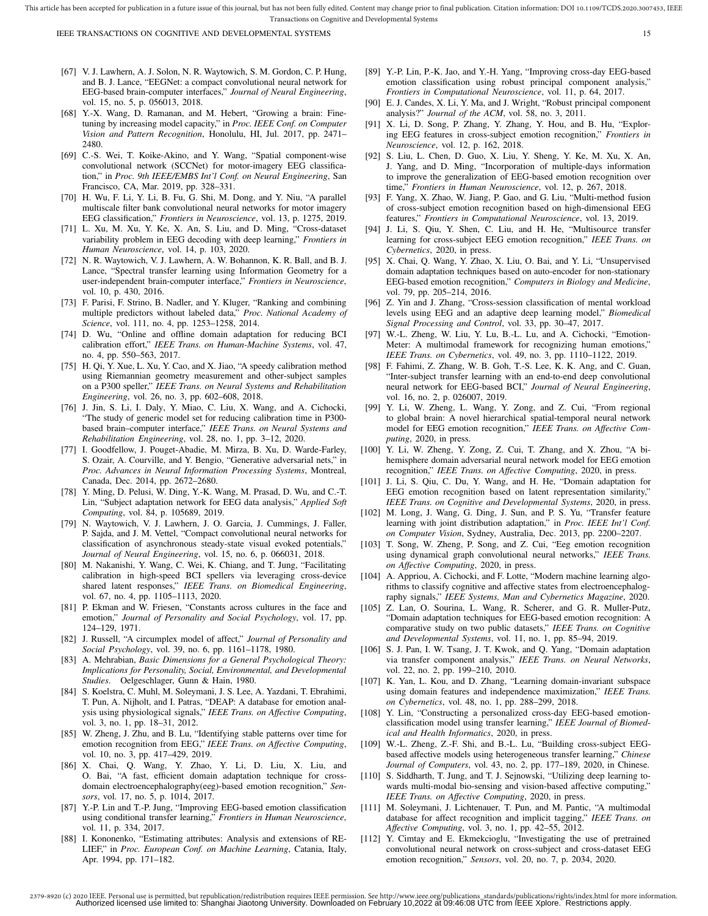[67] V. J. Lawhern, A. J. Solon, N. R. Waytowich, S. M. Gordon, C. P. Hung, and B. J. Lance, "EEGNet: a compact convolutional neural network for EEG-based brain-computer interfaces," *Journal of Neural Engineering*, vol. 15, no. 5, p. 056013, 2018.

[68] Y.-X. Wang, D. Ramanan, and M. Hebert, "Growing a brain: Fine-tuning by increasing model capacity," in *Proc. IEEE Conf. on Computer Vision and Pattern Recognition*, Honolulu, HI, Jul. 2017, pp. 2471–2480.

[69] C.-S. Wei, T. Koike-Akino, and Y. Wang, "Spatial component-wise convolutional network (SCCNet) for motor-imagery EEG classification," in *Proc. 9th IEEE/EMBS Int'l Conf. on Neural Engineering*, San Francisco, CA, Mar. 2019, pp. 328–331.

[70] H. Wu, F. Li, Y. Li, B. Fu, G. Shi, M. Dong, and Y. Niu, "A parallel multiscale filter bank convolutional neural networks for motor imagery EEG classification," *Frontiers in Neuroscience*, vol. 13, p. 1275, 2019.

[71] L. Xu, M. Xu, Y. Ke, X. An, S. Liu, and D. Ming, "Cross-dataset variability problem in EEG decoding with deep learning," *Frontiers in Human Neuroscience*, vol. 14, p. 103, 2020.

[72] N. R. Waytowich, V. J. Lawhern, A. W. Bohannon, K. R. Ball, and B. J. Lance, "Spectral transfer learning using Information Geometry for a user-independent brain-computer interface," *Frontiers in Neuroscience*, vol. 10, p. 430, 2016.

[73] F. Parisi, F. Strino, B. Nadler, and Y. Kluger, "Ranking and combining multiple predictors without labeled data," *Proc. National Academy of Science*, vol. 111, no. 4, pp. 1253–1258, 2014.

[74] D. Wu, "Online and offline domain adaptation for reducing BCI calibration effort," *IEEE Trans. on Human-Machine Systems*, vol. 47, no. 4, pp. 550–563, 2017.

[75] H. Qi, Y. Xue, L. Xu, Y. Cao, and X. Jiao, "A speedy calibration method using Riemannian geometry measurement and other-subject samples on a P300 speller," *IEEE Trans. on Neural Systems and Rehabilitation Engineering*, vol. 26, no. 3, pp. 602–608, 2018.

[76] J. Jin, S. Li, I. Daly, Y. Miao, C. Liu, X. Wang, and A. Cichocki, "The study of generic model set for reducing calibration time in P300-based brain–computer interface," *IEEE Trans. on Neural Systems and Rehabilitation Engineering*, vol. 28, no. 1, pp. 3–12, 2020.

[77] I. Goodfellow, J. Pouget-Abadie, M. Mirza, B. Xu, D. Warde-Farley, S. Ozair, A. Courville, and Y. Bengio, "Generative adversarial nets," in *Proc. Advances in Neural Information Processing Systems*, Montreal, Canada, Dec. 2014, pp. 2672–2680.

[78] Y. Ming, D. Pelusi, W. Ding, Y.-K. Wang, M. Prasad, D. Wu, and C.-T. Lin, "Subject adaptation network for EEG data analysis," *Applied Soft Computing*, vol. 84, p. 105689, 2019.

[79] N. Waytowich, V. J. Lawhern, J. O. Garcia, J. Cummings, J. Faller, P. Sajda, and J. M. Vettel, "Compact convolutional neural networks for classification of asynchronous steady-state visual evoked potentials," *Journal of Neural Engineering*, vol. 15, no. 6, p. 066031, 2018.

[80] M. Nakanishi, Y. Wang, C. Wei, K. Chiang, and T. Jung, "Facilitating calibration in high-speed BCI spellers via leveraging cross-device shared latent responses," *IEEE Trans. on Biomedical Engineering*, vol. 67, no. 4, pp. 1105–1113, 2020.

[81] P. Ekman and W. Friesen, "Constants across cultures in the face and emotion," *Journal of Personality and Social Psychology*, vol. 17, pp. 124–129, 1971.

[82] J. Russell, "A circumplex model of affect," *Journal of Personality and Social Psychology*, vol. 39, no. 6, pp. 1161–1178, 1980.

[83] A. Mehrabian, *Basic Dimensions for a General Psychological Theory: Implications for Personality, Social, Environmental, and Developmental Studies*. Oelgeschlager, Gunn & Hain, 1980.

[84] S. Koelstra, C. Muhl, M. Soleymani, J. S. Lee, A. Yazdani, T. Ebrahimi, T. Pun, A. Nijholt, and I. Patras, "DEAP: A database for emotion analysis using physiological signals," *IEEE Trans. on Affective Computing*, vol. 3, no. 1, pp. 18–31, 2012.

[85] W. Zheng, J. Zhu, and B. Lu, "Identifying stable patterns over time for emotion recognition from EEG," *IEEE Trans. on Affective Computing*, vol. 10, no. 3, pp. 417–429, 2019.

[86] X. Chai, Q. Wang, Y. Zhao, Y. Li, D. Liu, X. Liu, and O. Bai, "A fast, efficient domain adaptation technique for cross-domain electroencephalography(eeg)-based emotion recognition," *Sensors*, vol. 17, no. 5, p. 1014, 2017.

[87] Y.-P. Lin and T.-P. Jung, "Improving EEG-based emotion classification using conditional transfer learning," *Frontiers in Human Neuroscience*, vol. 11, p. 334, 2017.

[88] I. Kononenko, "Estimating attributes: Analysis and extensions of RELIEF," in *Proc. European Conf. on Machine Learning*, Catania, Italy, Apr. 1994, pp. 171–182.

[89] Y.-P. Lin, P.-K. Jao, and Y.-H. Yang, "Improving cross-day EEG-based emotion classification using robust principal component analysis," *Frontiers in Computational Neuroscience*, vol. 11, p. 64, 2017.

[90] E. J. Candes, X. Li, Y. Ma, and J. Wright, "Robust principal component analysis?" *Journal of the ACM*, vol. 58, no. 3, 2011.

[91] X. Li, D. Song, P. Zhang, Y. Zhang, Y. Hou, and B. Hu, "Exploring EEG features in cross-subject emotion recognition," *Frontiers in Neuroscience*, vol. 12, p. 162, 2018.

[92] S. Liu, L. Chen, D. Guo, X. Liu, Y. Sheng, Y. Ke, M. Xu, X. An, J. Yang, and D. Ming, "Incorporation of multiple-days information to improve the generalization of EEG-based emotion recognition over time," *Frontiers in Human Neuroscience*, vol. 12, p. 267, 2018.

[93] F. Yang, X. Zhao, W. Jiang, P. Gao, and G. Liu, "Multi-method fusion of cross-subject emotion recognition based on high-dimensional EEG features," *Frontiers in Computational Neuroscience*, vol. 13, 2019.

[94] J. Li, S. Qiu, Y. Shen, C. Liu, and H. He, "Multisource transfer learning for cross-subject EEG emotion recognition," *IEEE Trans. on Cybernetics*, 2020, in press.

[95] X. Chai, Q. Wang, Y. Zhao, X. Liu, O. Bai, and Y. Li, "Unsupervised domain adaptation techniques based on auto-encoder for non-stationary EEG-based emotion recognition," *Computers in Biology and Medicine*, vol. 79, pp. 205–214, 2016.

[96] Z. Yin and J. Zhang, "Cross-session classification of mental workload levels using EEG and an adaptive deep learning model," *Biomedical Signal Processing and Control*, vol. 33, pp. 30–47, 2017.

[97] W.-L. Zheng, W. Liu, Y. Lu, B.-L. Lu, and A. Cichocki, "Emotion-Meter: A multimodal framework for recognizing human emotions," *IEEE Trans. on Cybernetics*, vol. 49, no. 3, pp. 1110–1122, 2019.

[98] F. Fahimi, Z. Zhang, W. B. Goh, T.-S. Lee, K. K. Ang, and C. Guan, "Inter-subject transfer learning with an end-to-end deep convolutional neural network for EEG-based BCI," *Journal of Neural Engineering*, vol. 16, no. 2, p. 026007, 2019.

[99] Y. Li, W. Zheng, L. Wang, Y. Zong, and Z. Cui, "From regional to global brain: A novel hierarchical spatial-temporal neural network model for EEG emotion recognition," *IEEE Trans. on Affective Computing*, 2020, in press.

[100] Y. Li, W. Zheng, Y. Zong, Z. Cui, T. Zhang, and X. Zhou, "A bi-hemisphere domain adversarial neural network model for EEG emotion recognition," *IEEE Trans. on Affective Computing*, 2020, in press.

[101] J. Li, S. Qiu, C. Du, Y. Wang, and H. He, "Domain adaptation for EEG emotion recognition based on latent representation similarity," *IEEE Trans. on Cognitive and Developmental Systems*, 2020, in press.

[102] M. Long, J. Wang, G. Ding, J. Sun, and P. S. Yu, "Transfer feature learning with joint distribution adaptation," in *Proc. IEEE Int'l Conf. on Computer Vision*, Sydney, Australia, Dec. 2013, pp. 2200–2207.

[103] T. Song, W. Zheng, P. Song, and Z. Cui, "Eeg emotion recognition using dynamical graph convolutional neural networks," *IEEE Trans. on Affective Computing*, 2020, in press.

[104] A. Appriou, A. Cichocki, and F. Lotte, "Modern machine learning algorithms to classify cognitive and affective states from electroencephalography signals," *IEEE Systems, Man and Cybernetics Magazine*, 2020.

[105] Z. Lan, O. Sourina, L. Wang, R. Scherer, and G. R. Muller-Putz, "Domain adaptation techniques for EEG-based emotion recognition: A comparative study on two public datasets," *IEEE Trans. on Cognitive and Developmental Systems*, vol. 11, no. 1, pp. 85–94, 2019.

[106] S. J. Pan, I. W. Tsang, J. T. Kwok, and Q. Yang, "Domain adaptation via transfer component analysis," *IEEE Trans. on Neural Networks*, vol. 22, no. 2, pp. 199–210, 2010.

[107] K. Yan, L. Kou, and D. Zhang, "Learning domain-invariant subspace using domain features and independence maximization," *IEEE Trans. on Cybernetics*, vol. 48, no. 1, pp. 288–299, 2018.

[108] Y. Lin, "Constructing a personalized cross-day EEG-based emotion-classification model using transfer learning," *IEEE Journal of Biomedical and Health Informatics*, 2020, in press.

[109] W.-L. Zheng, Z.-F. Shi, and B.-L. Lu, "Building cross-subject EEG-based affective models using heterogeneous transfer learning," *Chinese Journal of Computers*, vol. 43, no. 2, pp. 177–189, 2020, in Chinese.

[110] S. Siddharth, T. Jung, and T. J. Sejnowski, "Utilizing deep learning towards multi-modal bio-sensing and vision-based affective computing," *IEEE Trans. on Affective Computing*, 2020, in press.

[111] M. Soleymani, J. Lichtenauer, T. Pun, and M. Pantic, "A multimodal database for affect recognition and implicit tagging," *IEEE Trans. on Affective Computing*, vol. 3, no. 1, pp. 42–55, 2012.

[112] Y. Cimtay and E. Ekmekcioglu, "Investigating the use of pretrained convolutional neural network on cross-subject and cross-dataset EEG emotion recognition," *Sensors*, vol. 20, no. 7, p. 2034, 2020.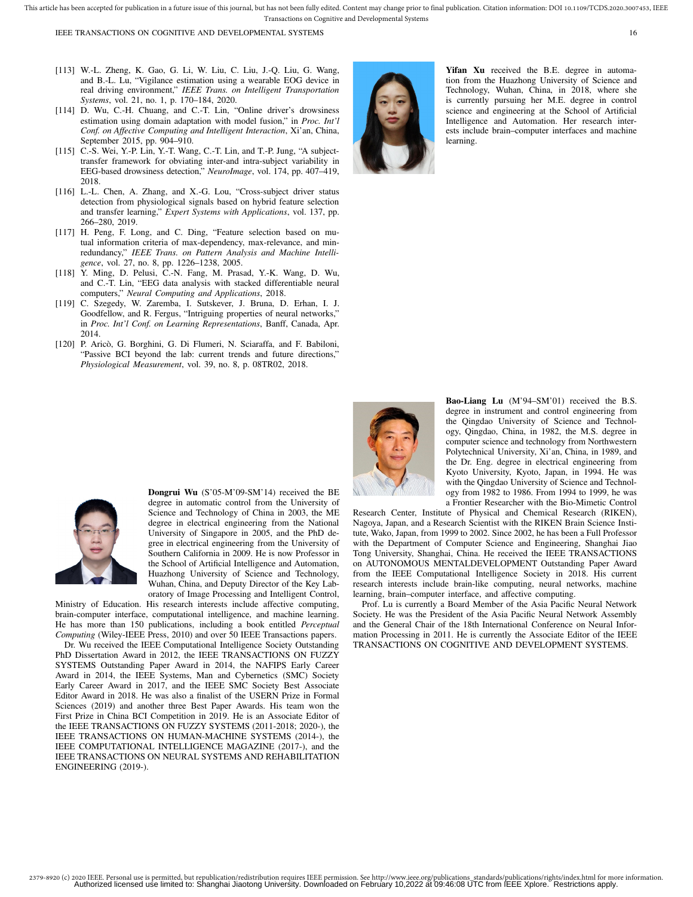[113] W.-L. Zheng, K. Gao, G. Li, W. Liu, C. Liu, J.-Q. Liu, G. Wang, and B.-L. Lu, "Vigilance estimation using a wearable EOG device in real driving environment," *IEEE Trans. on Intelligent Transportation Systems*, vol. 21, no. 1, p. 170–184, 2020.

[114] D. Wu, C.-H. Chuang, and C.-T. Lin, "Online driver's drowsiness estimation using domain adaptation with model fusion," in *Proc. Int'l Conf. on Affective Computing and Intelligent Interaction*, Xi'an, China, September 2015, pp. 904–910.

[115] C.-S. Wei, Y.-P. Lin, Y.-T. Wang, C.-T. Lin, and T.-P. Jung, "A subject-transfer framework for obviating inter-and intra-subject variability in EEG-based drowsiness detection," *NeuroImage*, vol. 174, pp. 407–419, 2018.

[116] L.-L. Chen, A. Zhang, and X.-G. Lou, "Cross-subject driver status detection from physiological signals based on hybrid feature selection and transfer learning," *Expert Systems with Applications*, vol. 137, pp. 266–280, 2019.

[117] H. Peng, F. Long, and C. Ding, "Feature selection based on mutual information criteria of max-dependency, max-relevance, and min-redundancy," *IEEE Trans. on Pattern Analysis and Machine Intelligence*, vol. 27, no. 8, pp. 1226–1238, 2005.

[118] Y. Ming, D. Pelusi, C.-N. Fang, M. Prasad, Y.-K. Wang, D. Wu, and C.-T. Lin, "EEG data analysis with stacked differentiable neural computers," *Neural Computing and Applications*, 2018.

[119] C. Szegedy, W. Zaremba, I. Sutskever, J. Bruna, D. Erhan, I. J. Goodfellow, and R. Fergus, "Intriguing properties of neural networks," in *Proc. Int'l Conf. on Learning Representations*, Banff, Canada, Apr. 2014.

[120] P. Aricò, G. Borghini, G. Di Flumeri, N. Sciaraffa, and F. Babiloni, "Passive BCI beyond the lab: current trends and future directions," *Physiological Measurement*, vol. 39, no. 8, p. 08TR02, 2018.

**Dongrui Wu** (S'05-M'09-SM'14) received the BE degree in automatic control from the University of Science and Technology of China in 2003, the ME degree in electrical engineering from the National University of Singapore in 2005, and the PhD degree in electrical engineering from the University of Southern California in 2009. He is now Professor in the School of Artificial Intelligence and Automation, Huazhong University of Science and Technology, Wuhan, China, and Deputy Director of the Key Laboratory of Image Processing and Intelligent Control, Ministry of Education. His research interests include affective computing, brain-computer interface, computational intelligence, and machine learning. He has more than 150 publications, including a book entitled *Perceptual Computing* (Wiley-IEEE Press, 2010) and over 50 IEEE Transactions papers.

Dr. Wu received the IEEE Computational Intelligence Society Outstanding PhD Dissertation Award in 2012, the IEEE TRANSACTIONS ON FUZZY SYSTEMS Outstanding Paper Award in 2014, the NAFIPS Early Career Award in 2014, the IEEE Systems, Man and Cybernetics (SMC) Society Early Career Award in 2017, and the IEEE SMC Society Best Associate Editor Award in 2018. He was also a finalist of the USERN Prize in Formal Sciences (2019) and another three Best Paper Awards. His team won the First Prize in China BCI Competition in 2019. He is an Associate Editor of the IEEE TRANSACTIONS ON FUZZY SYSTEMS (2011-2018; 2020-), the IEEE TRANSACTIONS ON HUMAN-MACHINE SYSTEMS (2014-), the IEEE COMPUTATIONAL INTELLIGENCE MAGAZINE (2017-), and the IEEE TRANSACTIONS ON NEURAL SYSTEMS AND REHABILITATION ENGINEERING (2019-).

**Yifan Xu** received the B.E. degree in automation from the Huazhong University of Science and Technology, Wuhan, China, in 2018, where she is currently pursuing her M.E. degree in control science and engineering at the School of Artificial Intelligence and Automation. Her research interests include brain–computer interfaces and machine learning.

**Bao-Liang Lu** (M'94–SM'01) received the B.S. degree in instrument and control engineering from the Qingdao University of Science and Technology, Qingdao, China, in 1982, the M.S. degree in computer science and technology from Northwestern Polytechnical University, Xi'an, China, in 1989, and the Dr. Eng. degree in electrical engineering from Kyoto University, Kyoto, Japan, in 1994. He was with the Qingdao University of Science and Technology from 1982 to 1986. From 1994 to 1999, he was a Frontier Researcher with the Bio-Mimetic Control Research Center, Institute of Physical and Chemical Research (RIKEN), Nagoya, Japan, and a Research Scientist with the RIKEN Brain Science Institute, Wako, Japan, from 1999 to 2002. Since 2002, he has been a Full Professor with the Department of Computer Science and Engineering, Shanghai Jiao Tong University, Shanghai, China. He received the IEEE TRANSACTIONS on AUTONOMOUS MENTALDEVELOPMENT Outstanding Paper Award from the IEEE Computational Intelligence Society in 2018. His current research interests include brain-like computing, neural networks, machine learning, brain–computer interface, and affective computing.

Prof. Lu is currently a Board Member of the Asia Pacific Neural Network Society. He was the President of the Asia Pacific Neural Network Assembly and the General Chair of the 18th International Conference on Neural Information Processing in 2011. He is currently the Associate Editor of the IEEE TRANSACTIONS ON COGNITIVE AND DEVELOPMENT SYSTEMS.